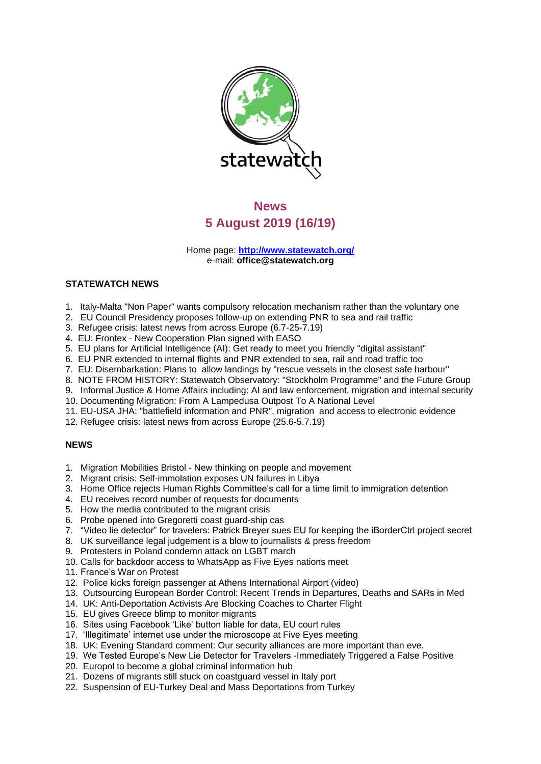statewatch

# News

## 5 August 2019 (16/19)

Home page: **http://www.statewatch.org/**
e-mail: **office@statewatch.org**

### STATEWATCH NEWS

1. Italy-Malta "Non Paper" wants compulsory relocation mechanism rather than the voluntary one
2. EU Council Presidency proposes follow-up on extending PNR to sea and rail traffic
3. Refugee crisis: latest news from across Europe (6.7-25-7.19)
4. EU: Frontex - New Cooperation Plan signed with EASO
5. EU plans for Artificial Intelligence (AI): Get ready to meet you friendly "digital assistant"
6. EU PNR extended to internal flights and PNR extended to sea, rail and road traffic too
7. EU: Disembarkation: Plans to allow landings by "rescue vessels in the closest safe harbour"
8. NOTE FROM HISTORY: Statewatch Observatory: "Stockholm Programme" and the Future Group
9. Informal Justice & Home Affairs including: AI and law enforcement, migration and internal security
10. Documenting Migration: From A Lampedusa Outpost To A National Level
11. EU-USA JHA: "battlefield information and PNR", migration and access to electronic evidence
12. Refugee crisis: latest news from across Europe (25.6-5.7.19)

### NEWS

1. Migration Mobilities Bristol - New thinking on people and movement
2. Migrant crisis: Self-immolation exposes UN failures in Libya
3. Home Office rejects Human Rights Committee's call for a time limit to immigration detention
4. EU receives record number of requests for documents
5. How the media contributed to the migrant crisis
6. Probe opened into Gregoretti coast guard-ship cas
7. "Video lie detector" for travelers: Patrick Breyer sues EU for keeping the iBorderCtrl project secret
8. UK surveillance legal judgement is a blow to journalists & press freedom
9. Protesters in Poland condemn attack on LGBT march
10. Calls for backdoor access to WhatsApp as Five Eyes nations meet
11. France's War on Protest
12. Police kicks foreign passenger at Athens International Airport (video)
13. Outsourcing European Border Control: Recent Trends in Departures, Deaths and SARs in Med
14. UK: Anti-Deportation Activists Are Blocking Coaches to Charter Flight
15. EU gives Greece blimp to monitor migrants
16. Sites using Facebook 'Like' button liable for data, EU court rules
17. 'Illegitimate' internet use under the microscope at Five Eyes meeting
18. UK: Evening Standard comment: Our security alliances are more important than eve.
19. We Tested Europe's New Lie Detector for Travelers -Immediately Triggered a False Positive
20. Europol to become a global criminal information hub
21. Dozens of migrants still stuck on coastguard vessel in Italy port
22. Suspension of EU-Turkey Deal and Mass Deportations from Turkey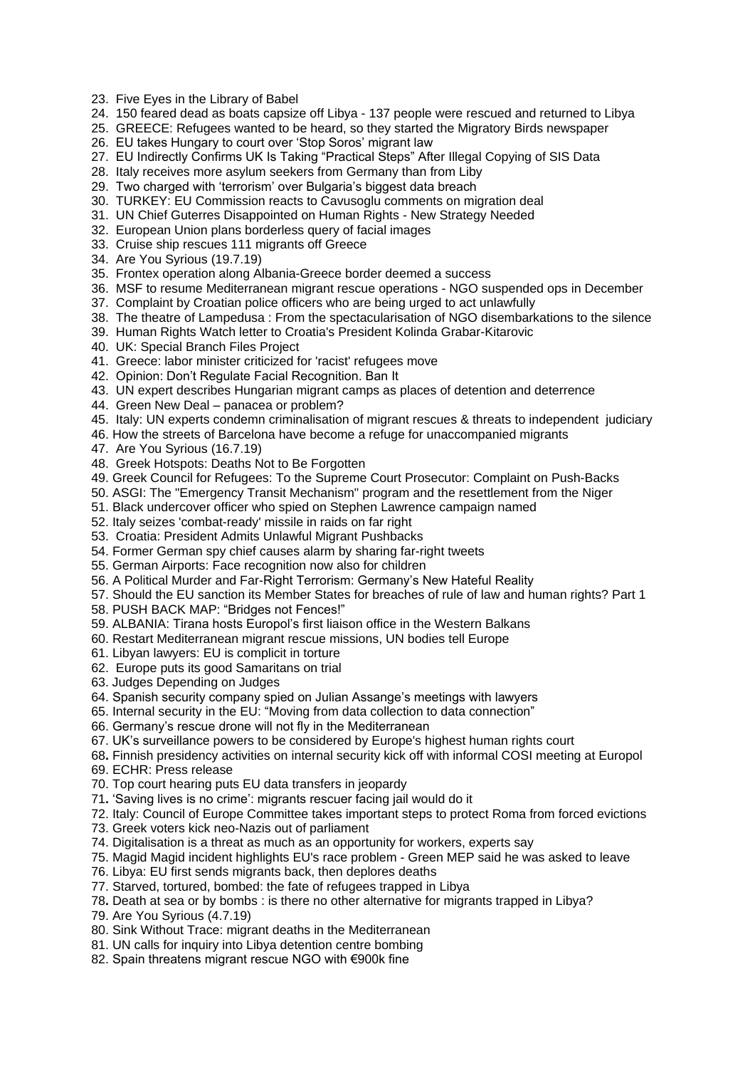23. Five Eyes in the Library of Babel
24. 150 feared dead as boats capsize off Libya - 137 people were rescued and returned to Libya
25. GREECE: Refugees wanted to be heard, so they started the Migratory Birds newspaper
26. EU takes Hungary to court over 'Stop Soros' migrant law
27. EU Indirectly Confirms UK Is Taking "Practical Steps" After Illegal Copying of SIS Data
28. Italy receives more asylum seekers from Germany than from Liby
29. Two charged with 'terrorism' over Bulgaria's biggest data breach
30. TURKEY: EU Commission reacts to Cavusoglu comments on migration deal
31. UN Chief Guterres Disappointed on Human Rights - New Strategy Needed
32. European Union plans borderless query of facial images
33. Cruise ship rescues 111 migrants off Greece
34. Are You Syrious (19.7.19)
35. Frontex operation along Albania-Greece border deemed a success
36. MSF to resume Mediterranean migrant rescue operations - NGO suspended ops in December
37. Complaint by Croatian police officers who are being urged to act unlawfully
38. The theatre of Lampedusa : From the spectacularisation of NGO disembarkations to the silence
39. Human Rights Watch letter to Croatia's President Kolinda Grabar-Kitarovic
40. UK: Special Branch Files Project
41. Greece: labor minister criticized for 'racist' refugees move
42. Opinion: Don't Regulate Facial Recognition. Ban It
43. UN expert describes Hungarian migrant camps as places of detention and deterrence
44. Green New Deal – panacea or problem?
45. Italy: UN experts condemn criminalisation of migrant rescues & threats to independent judiciary
46. How the streets of Barcelona have become a refuge for unaccompanied migrants
47. Are You Syrious (16.7.19)
48. Greek Hotspots: Deaths Not to Be Forgotten
49. Greek Council for Refugees: To the Supreme Court Prosecutor: Complaint on Push-Backs
50. ASGI: The "Emergency Transit Mechanism" program and the resettlement from the Niger
51. Black undercover officer who spied on Stephen Lawrence campaign named
52. Italy seizes 'combat-ready' missile in raids on far right
53. Croatia: President Admits Unlawful Migrant Pushbacks
54. Former German spy chief causes alarm by sharing far-right tweets
55. German Airports: Face recognition now also for children
56. A Political Murder and Far-Right Terrorism: Germany's New Hateful Reality
57. Should the EU sanction its Member States for breaches of rule of law and human rights? Part 1
58. PUSH BACK MAP: "Bridges not Fences!"
59. ALBANIA: Tirana hosts Europol's first liaison office in the Western Balkans
60. Restart Mediterranean migrant rescue missions, UN bodies tell Europe
61. Libyan lawyers: EU is complicit in torture
62. Europe puts its good Samaritans on trial
63. Judges Depending on Judges
64. Spanish security company spied on Julian Assange's meetings with lawyers
65. Internal security in the EU: "Moving from data collection to data connection"
66. Germany's rescue drone will not fly in the Mediterranean
67. UK's surveillance powers to be considered by Europe's highest human rights court
68. Finnish presidency activities on internal security kick off with informal COSI meeting at Europol
69. ECHR: Press release
70. Top court hearing puts EU data transfers in jeopardy
71. 'Saving lives is no crime': migrants rescuer facing jail would do it
72. Italy: Council of Europe Committee takes important steps to protect Roma from forced evictions
73. Greek voters kick neo-Nazis out of parliament
74. Digitalisation is a threat as much as an opportunity for workers, experts say
75. Magid Magid incident highlights EU's race problem - Green MEP said he was asked to leave
76. Libya: EU first sends migrants back, then deplores deaths
77. Starved, tortured, bombed: the fate of refugees trapped in Libya
78. Death at sea or by bombs : is there no other alternative for migrants trapped in Libya?
79. Are You Syrious (4.7.19)
80. Sink Without Trace: migrant deaths in the Mediterranean
81. UN calls for inquiry into Libya detention centre bombing
82. Spain threatens migrant rescue NGO with €900k fine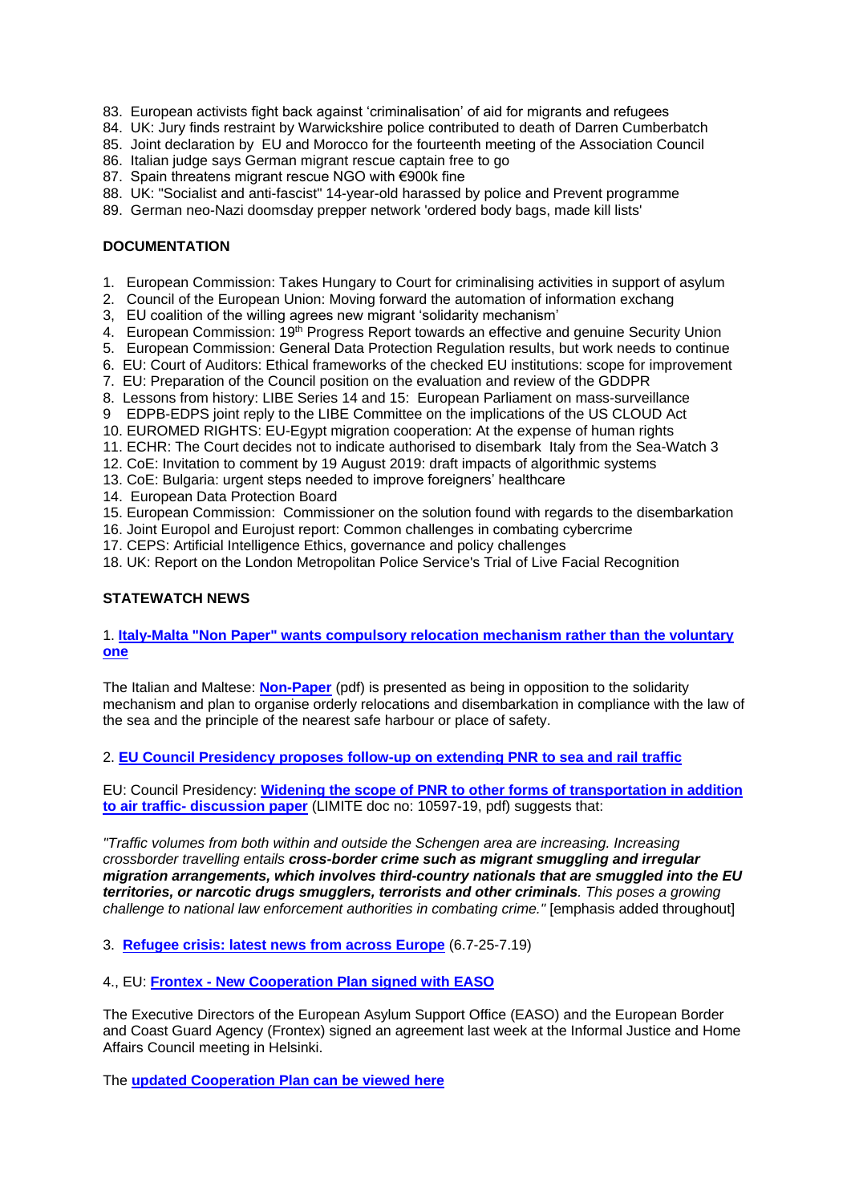83. European activists fight back against 'criminalisation' of aid for migrants and refugees
84. UK: Jury finds restraint by Warwickshire police contributed to death of Darren Cumberbatch
85. Joint declaration by EU and Morocco for the fourteenth meeting of the Association Council
86. Italian judge says German migrant rescue captain free to go
87. Spain threatens migrant rescue NGO with €900k fine
88. UK: "Socialist and anti-fascist" 14-year-old harassed by police and Prevent programme
89. German neo-Nazi doomsday prepper network 'ordered body bags, made kill lists'

**DOCUMENTATION**

1. European Commission: Takes Hungary to Court for criminalising activities in support of asylum
2. Council of the European Union: Moving forward the automation of information exchang
3, EU coalition of the willing agrees new migrant 'solidarity mechanism'
4. European Commission: 19th Progress Report towards an effective and genuine Security Union
5. European Commission: General Data Protection Regulation results, but work needs to continue
6. EU: Court of Auditors: Ethical frameworks of the checked EU institutions: scope for improvement
7. EU: Preparation of the Council position on the evaluation and review of the GDDPR
8. Lessons from history: LIBE Series 14 and 15: European Parliament on mass-surveillance
9 EDPB-EDPS joint reply to the LIBE Committee on the implications of the US CLOUD Act
10. EUROMED RIGHTS: EU-Egypt migration cooperation: At the expense of human rights
11. ECHR: The Court decides not to indicate authorised to disembark Italy from the Sea-Watch 3
12. CoE: Invitation to comment by 19 August 2019: draft impacts of algorithmic systems
13. CoE: Bulgaria: urgent steps needed to improve foreigners' healthcare
14. European Data Protection Board
15. European Commission: Commissioner on the solution found with regards to the disembarkation
16. Joint Europol and Eurojust report: Common challenges in combating cybercrime
17. CEPS: Artificial Intelligence Ethics, governance and policy challenges
18. UK: Report on the London Metropolitan Police Service's Trial of Live Facial Recognition

**STATEWATCH NEWS**

1. **Italy-Malta "Non Paper" wants compulsory relocation mechanism rather than the voluntary one**

The Italian and Maltese: **Non-Paper** (pdf) is presented as being in opposition to the solidarity mechanism and plan to organise orderly relocations and disembarkation in compliance with the law of the sea and the principle of the nearest safe harbour or place of safety.

2. **EU Council Presidency proposes follow-up on extending PNR to sea and rail traffic**

EU: Council Presidency: **Widening the scope of PNR to other forms of transportation in addition to air traffic- discussion paper** (LIMITE doc no: 10597-19, pdf) suggests that:

*"Traffic volumes from both within and outside the Schengen area are increasing. Increasing crossborder travelling entails* ***cross-border crime such as migrant smuggling and irregular migration arrangements, which involves third-country nationals that are smuggled into the EU territories, or narcotic drugs smugglers, terrorists and other criminals****. This poses a growing challenge to national law enforcement authorities in combating crime."* [emphasis added throughout]

3. **Refugee crisis: latest news from across Europe** (6.7-25-7.19)

4., EU: **Frontex - New Cooperation Plan signed with EASO**

The Executive Directors of the European Asylum Support Office (EASO) and the European Border and Coast Guard Agency (Frontex) signed an agreement last week at the Informal Justice and Home Affairs Council meeting in Helsinki.

The **updated Cooperation Plan can be viewed here**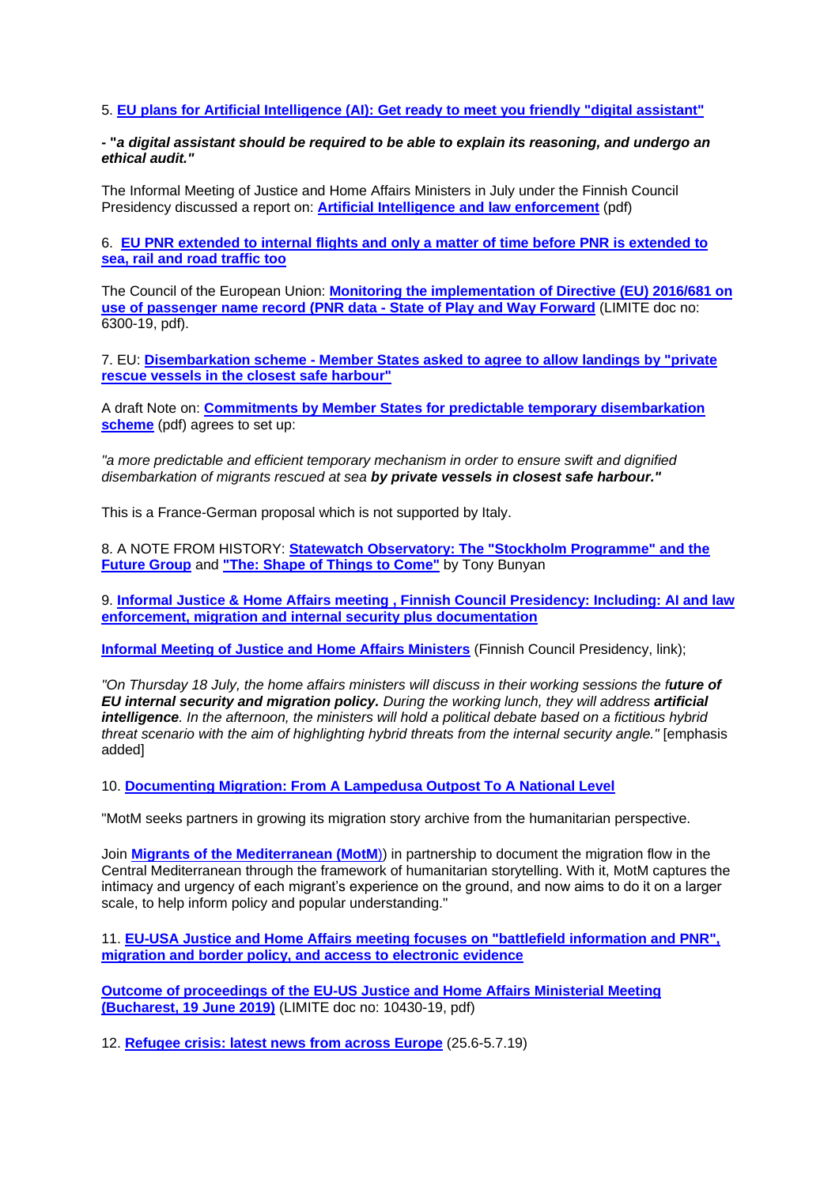5. **EU plans for Artificial Intelligence (AI): Get ready to meet you friendly "digital assistant"**

***- "a digital assistant should be required to be able to explain its reasoning, and undergo an ethical audit."***

The Informal Meeting of Justice and Home Affairs Ministers in July under the Finnish Council Presidency discussed a report on: **Artificial Intelligence and law enforcement** (pdf)

6. **EU PNR extended to internal flights and only a matter of time before PNR is extended to sea, rail and road traffic too**

The Council of the European Union: **Monitoring the implementation of Directive (EU) 2016/681 on use of passenger name record (PNR data - State of Play and Way Forward** (LIMITE doc no: 6300-19, pdf).

7. EU: **Disembarkation scheme - Member States asked to agree to allow landings by "private rescue vessels in the closest safe harbour"**

A draft Note on: **Commitments by Member States for predictable temporary disembarkation scheme** (pdf) agrees to set up:

*"a more predictable and efficient temporary mechanism in order to ensure swift and dignified disembarkation of migrants rescued at sea* ***by private vessels in closest safe harbour."***

This is a France-German proposal which is not supported by Italy.

8. A NOTE FROM HISTORY: **Statewatch Observatory: The "Stockholm Programme" and the Future Group** and **"The: Shape of Things to Come"** by Tony Bunyan

9. **Informal Justice & Home Affairs meeting , Finnish Council Presidency: Including: AI and law enforcement, migration and internal security plus documentation**

**Informal Meeting of Justice and Home Affairs Ministers** (Finnish Council Presidency, link);

*"On Thursday 18 July, the home affairs ministers will discuss in their working sessions the f****uture of EU internal security and migration policy.*** *During the working lunch, they will address* ***artificial intelligence****. In the afternoon, the ministers will hold a political debate based on a fictitious hybrid threat scenario with the aim of highlighting hybrid threats from the internal security angle."* [emphasis added]

10. **Documenting Migration: From A Lampedusa Outpost To A National Level**

"MotM seeks partners in growing its migration story archive from the humanitarian perspective.

Join **Migrants of the Mediterranean (MotM)**) in partnership to document the migration flow in the Central Mediterranean through the framework of humanitarian storytelling. With it, MotM captures the intimacy and urgency of each migrant's experience on the ground, and now aims to do it on a larger scale, to help inform policy and popular understanding."

11. **EU-USA Justice and Home Affairs meeting focuses on "battlefield information and PNR", migration and border policy, and access to electronic evidence**

**Outcome of proceedings of the EU-US Justice and Home Affairs Ministerial Meeting (Bucharest, 19 June 2019)** (LIMITE doc no: 10430-19, pdf)

12. **Refugee crisis: latest news from across Europe** (25.6-5.7.19)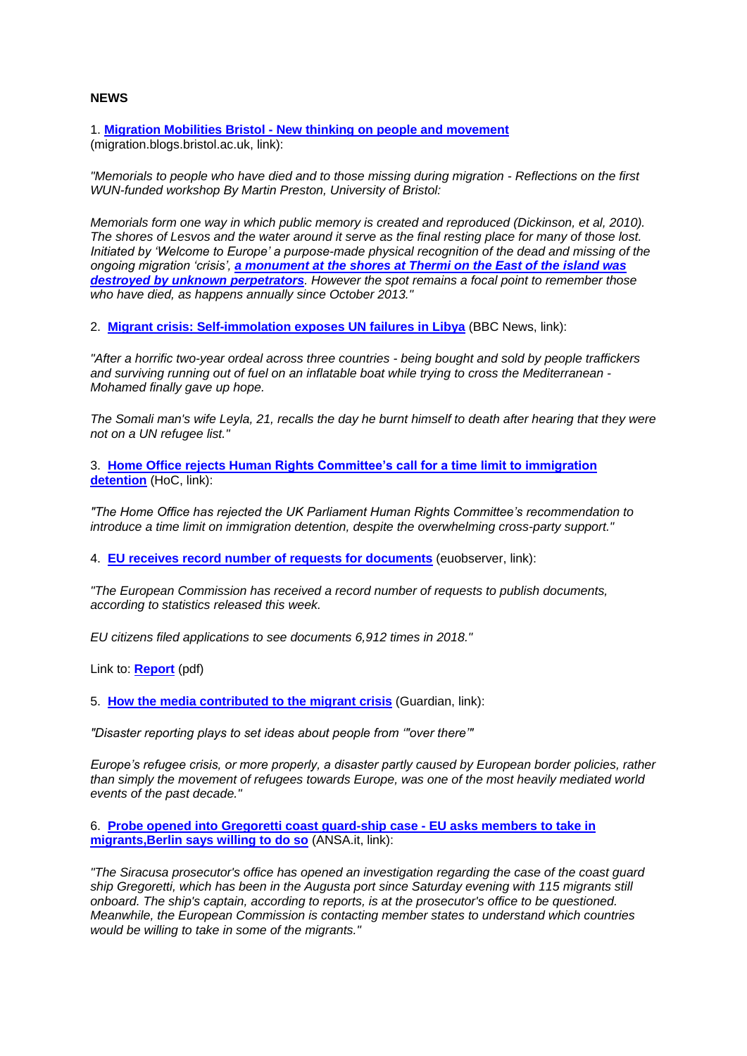**NEWS**

1. **Migration Mobilities Bristol - New thinking on people and movement** (migration.blogs.bristol.ac.uk, link):

*"Memorials to people who have died and to those missing during migration - Reflections on the first WUN-funded workshop By Martin Preston, University of Bristol:*

*Memorials form one way in which public memory is created and reproduced (Dickinson, et al, 2010). The shores of Lesvos and the water around it serve as the final resting place for many of those lost. Initiated by 'Welcome to Europe' a purpose-made physical recognition of the dead and missing of the ongoing migration 'crisis', **a monument at the shores at Thermi on the East of the island was destroyed by unknown perpetrators**. However the spot remains a focal point to remember those who have died, as happens annually since October 2013."*

2. **Migrant crisis: Self-immolation exposes UN failures in Libya** (BBC News, link):

*"After a horrific two-year ordeal across three countries - being bought and sold by people traffickers and surviving running out of fuel on an inflatable boat while trying to cross the Mediterranean - Mohamed finally gave up hope.*

*The Somali man's wife Leyla, 21, recalls the day he burnt himself to death after hearing that they were not on a UN refugee list."*

3. **Home Office rejects Human Rights Committee's call for a time limit to immigration detention** (HoC, link):

*"The Home Office has rejected the UK Parliament Human Rights Committee's recommendation to introduce a time limit on immigration detention, despite the overwhelming cross-party support."*

4. **EU receives record number of requests for documents** (euobserver, link):

*"The European Commission has received a record number of requests to publish documents, according to statistics released this week.*

*EU citizens filed applications to see documents 6,912 times in 2018."*

Link to: **Report** (pdf)

5. **How the media contributed to the migrant crisis** (Guardian, link):

*"Disaster reporting plays to set ideas about people from '"over there'"*

*Europe's refugee crisis, or more properly, a disaster partly caused by European border policies, rather than simply the movement of refugees towards Europe, was one of the most heavily mediated world events of the past decade."*

6. **Probe opened into Gregoretti coast guard-ship case - EU asks members to take in migrants,Berlin says willing to do so** (ANSA.it, link):

*"The Siracusa prosecutor's office has opened an investigation regarding the case of the coast guard ship Gregoretti, which has been in the Augusta port since Saturday evening with 115 migrants still onboard. The ship's captain, according to reports, is at the prosecutor's office to be questioned. Meanwhile, the European Commission is contacting member states to understand which countries would be willing to take in some of the migrants."*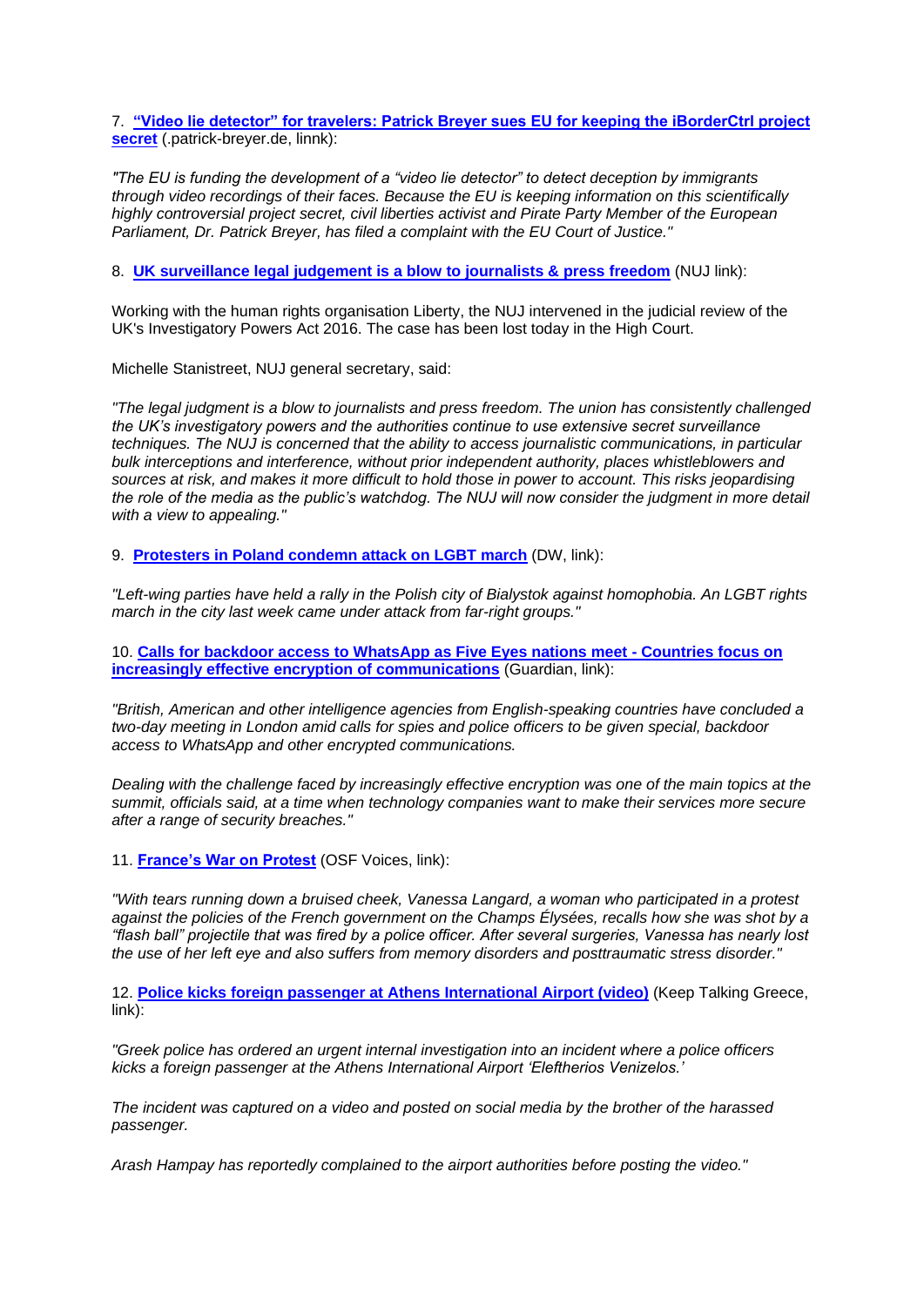7. **["Video lie detector" for travelers: Patrick Breyer sues EU for keeping the iBorderCtrl project secret]** (.patrick-breyer.de, linnk):

*"The EU is funding the development of a "video lie detector" to detect deception by immigrants through video recordings of their faces. Because the EU is keeping information on this scientifically highly controversial project secret, civil liberties activist and Pirate Party Member of the European Parliament, Dr. Patrick Breyer, has filed a complaint with the EU Court of Justice."*

8. **[UK surveillance legal judgement is a blow to journalists & press freedom]** (NUJ link):

Working with the human rights organisation Liberty, the NUJ intervened in the judicial review of the UK's Investigatory Powers Act 2016. The case has been lost today in the High Court.

Michelle Stanistreet, NUJ general secretary, said:

*"The legal judgment is a blow to journalists and press freedom. The union has consistently challenged the UK's investigatory powers and the authorities continue to use extensive secret surveillance techniques. The NUJ is concerned that the ability to access journalistic communications, in particular bulk interceptions and interference, without prior independent authority, places whistleblowers and sources at risk, and makes it more difficult to hold those in power to account. This risks jeopardising the role of the media as the public's watchdog. The NUJ will now consider the judgment in more detail with a view to appealing."*

9. **[Protesters in Poland condemn attack on LGBT march]** (DW, link):

*"Left-wing parties have held a rally in the Polish city of Bialystok against homophobia. An LGBT rights march in the city last week came under attack from far-right groups."*

10. **[Calls for backdoor access to WhatsApp as Five Eyes nations meet - Countries focus on increasingly effective encryption of communications]** (Guardian, link):

*"British, American and other intelligence agencies from English-speaking countries have concluded a two-day meeting in London amid calls for spies and police officers to be given special, backdoor access to WhatsApp and other encrypted communications.*

*Dealing with the challenge faced by increasingly effective encryption was one of the main topics at the summit, officials said, at a time when technology companies want to make their services more secure after a range of security breaches."*

11. **[France's War on Protest]** (OSF Voices, link):

*"With tears running down a bruised cheek, Vanessa Langard, a woman who participated in a protest against the policies of the French government on the Champs Élysées, recalls how she was shot by a "flash ball" projectile that was fired by a police officer. After several surgeries, Vanessa has nearly lost the use of her left eye and also suffers from memory disorders and posttraumatic stress disorder."*

12. **[Police kicks foreign passenger at Athens International Airport (video)]** (Keep Talking Greece, link):

*"Greek police has ordered an urgent internal investigation into an incident where a police officers kicks a foreign passenger at the Athens International Airport 'Eleftherios Venizelos.'*

*The incident was captured on a video and posted on social media by the brother of the harassed passenger.*

*Arash Hampay has reportedly complained to the airport authorities before posting the video."*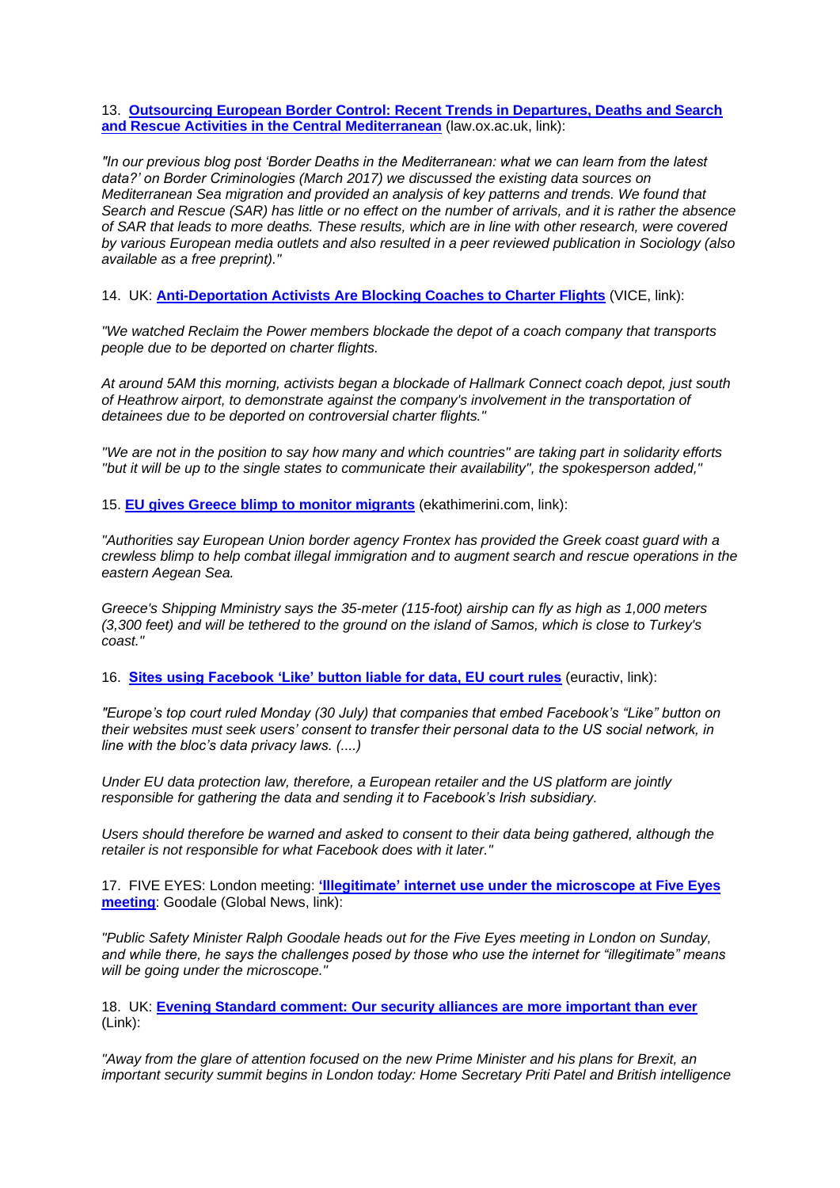13. **Outsourcing European Border Control: Recent Trends in Departures, Deaths and Search and Rescue Activities in the Central Mediterranean** (law.ox.ac.uk, link):

*"In our previous blog post 'Border Deaths in the Mediterranean: what we can learn from the latest data?' on Border Criminologies (March 2017) we discussed the existing data sources on Mediterranean Sea migration and provided an analysis of key patterns and trends. We found that Search and Rescue (SAR) has little or no effect on the number of arrivals, and it is rather the absence of SAR that leads to more deaths. These results, which are in line with other research, were covered by various European media outlets and also resulted in a peer reviewed publication in Sociology (also available as a free preprint)."*

14. UK: **Anti-Deportation Activists Are Blocking Coaches to Charter Flights** (VICE, link):

*"We watched Reclaim the Power members blockade the depot of a coach company that transports people due to be deported on charter flights.*

*At around 5AM this morning, activists began a blockade of Hallmark Connect coach depot, just south of Heathrow airport, to demonstrate against the company's involvement in the transportation of detainees due to be deported on controversial charter flights."*

*"We are not in the position to say how many and which countries" are taking part in solidarity efforts "but it will be up to the single states to communicate their availability", the spokesperson added,"*

15. **EU gives Greece blimp to monitor migrants** (ekathimerini.com, link):

*"Authorities say European Union border agency Frontex has provided the Greek coast guard with a crewless blimp to help combat illegal immigration and to augment search and rescue operations in the eastern Aegean Sea.*

*Greece's Shipping Mministry says the 35-meter (115-foot) airship can fly as high as 1,000 meters (3,300 feet) and will be tethered to the ground on the island of Samos, which is close to Turkey's coast."*

16. **Sites using Facebook 'Like' button liable for data, EU court rules** (euractiv, link):

*"Europe's top court ruled Monday (30 July) that companies that embed Facebook's "Like" button on their websites must seek users' consent to transfer their personal data to the US social network, in line with the bloc's data privacy laws. (....)*

*Under EU data protection law, therefore, a European retailer and the US platform are jointly responsible for gathering the data and sending it to Facebook's Irish subsidiary.*

*Users should therefore be warned and asked to consent to their data being gathered, although the retailer is not responsible for what Facebook does with it later."*

17. FIVE EYES: London meeting: **'Illegitimate' internet use under the microscope at Five Eyes meeting**: Goodale (Global News, link):

*"Public Safety Minister Ralph Goodale heads out for the Five Eyes meeting in London on Sunday, and while there, he says the challenges posed by those who use the internet for "illegitimate" means will be going under the microscope."*

18. UK: **Evening Standard comment: Our security alliances are more important than ever** (Link):

*"Away from the glare of attention focused on the new Prime Minister and his plans for Brexit, an important security summit begins in London today: Home Secretary Priti Patel and British intelligence*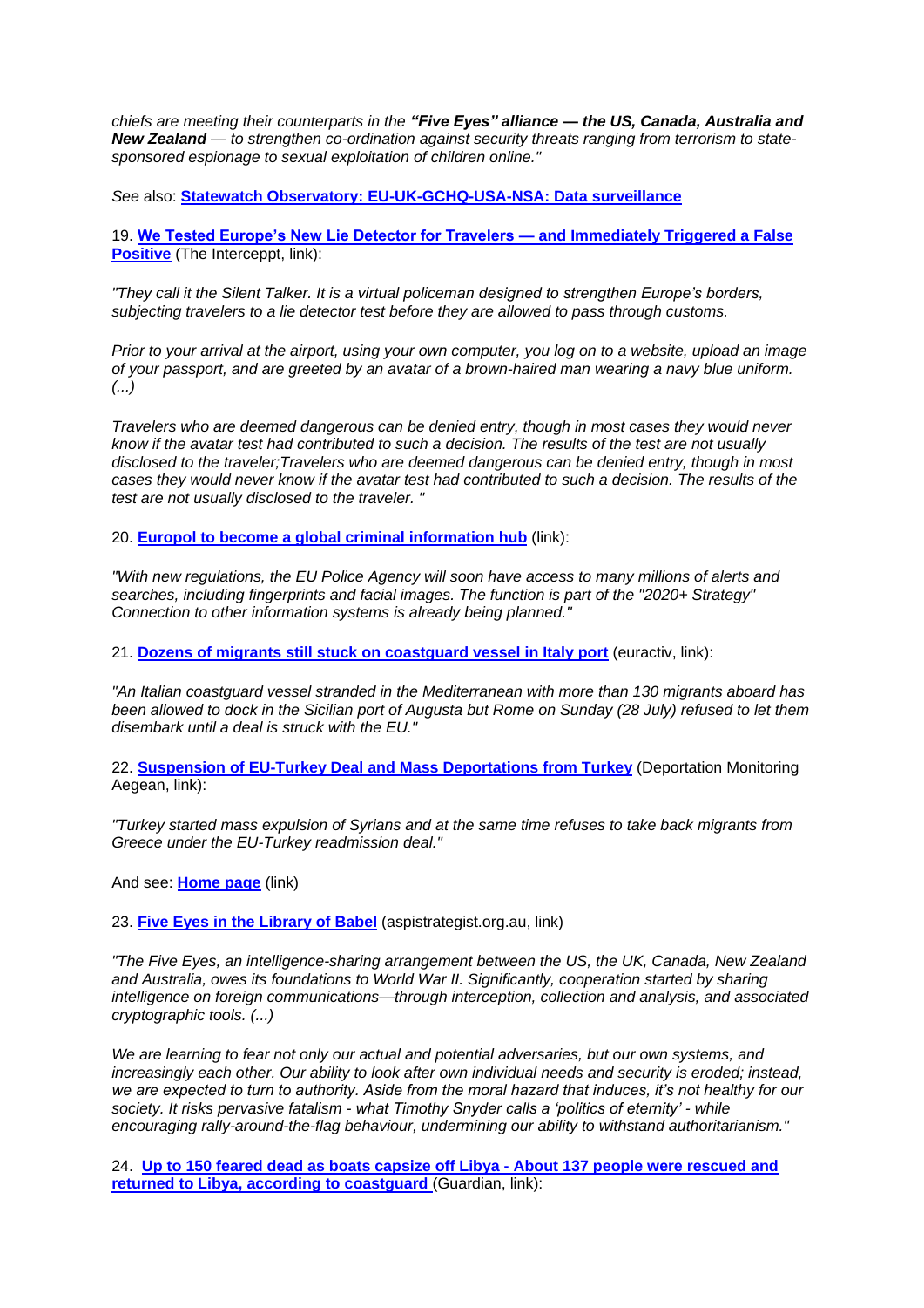*chiefs are meeting their counterparts in the **"Five Eyes" alliance — the US, Canada, Australia and New Zealand** — to strengthen co-ordination against security threats ranging from terrorism to state-sponsored espionage to sexual exploitation of children online."*

*See* also: **Statewatch Observatory: EU-UK-GCHQ-USA-NSA: Data surveillance**

19. **We Tested Europe's New Lie Detector for Travelers — and Immediately Triggered a False Positive** (The Interceppt, link):

*"They call it the Silent Talker. It is a virtual policeman designed to strengthen Europe's borders, subjecting travelers to a lie detector test before they are allowed to pass through customs.*

*Prior to your arrival at the airport, using your own computer, you log on to a website, upload an image of your passport, and are greeted by an avatar of a brown-haired man wearing a navy blue uniform. (...)*

*Travelers who are deemed dangerous can be denied entry, though in most cases they would never know if the avatar test had contributed to such a decision. The results of the test are not usually disclosed to the traveler;Travelers who are deemed dangerous can be denied entry, though in most cases they would never know if the avatar test had contributed to such a decision. The results of the test are not usually disclosed to the traveler. "*

20. **Europol to become a global criminal information hub** (link):

*"With new regulations, the EU Police Agency will soon have access to many millions of alerts and searches, including fingerprints and facial images. The function is part of the "2020+ Strategy" Connection to other information systems is already being planned."*

21. **Dozens of migrants still stuck on coastguard vessel in Italy port** (euractiv, link):

*"An Italian coastguard vessel stranded in the Mediterranean with more than 130 migrants aboard has been allowed to dock in the Sicilian port of Augusta but Rome on Sunday (28 July) refused to let them disembark until a deal is struck with the EU."*

22. **Suspension of EU-Turkey Deal and Mass Deportations from Turkey** (Deportation Monitoring Aegean, link):

*"Turkey started mass expulsion of Syrians and at the same time refuses to take back migrants from Greece under the EU-Turkey readmission deal."*

And see: **Home page** (link)

23. **Five Eyes in the Library of Babel** (aspistrategist.org.au, link)

*"The Five Eyes, an intelligence-sharing arrangement between the US, the UK, Canada, New Zealand and Australia, owes its foundations to World War II. Significantly, cooperation started by sharing intelligence on foreign communications—through interception, collection and analysis, and associated cryptographic tools. (...)*

*We are learning to fear not only our actual and potential adversaries, but our own systems, and increasingly each other. Our ability to look after own individual needs and security is eroded; instead, we are expected to turn to authority. Aside from the moral hazard that induces, it's not healthy for our society. It risks pervasive fatalism - what Timothy Snyder calls a 'politics of eternity' - while encouraging rally-around-the-flag behaviour, undermining our ability to withstand authoritarianism."*

24. **Up to 150 feared dead as boats capsize off Libya - About 137 people were rescued and returned to Libya, according to coastguard** (Guardian, link):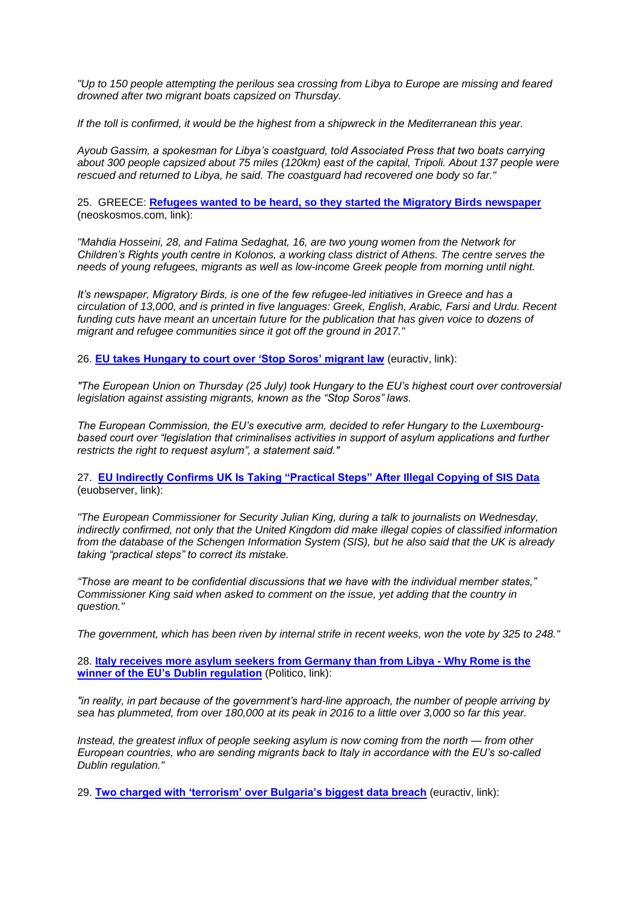*"Up to 150 people attempting the perilous sea crossing from Libya to Europe are missing and feared drowned after two migrant boats capsized on Thursday.*

*If the toll is confirmed, it would be the highest from a shipwreck in the Mediterranean this year.*

*Ayoub Gassim, a spokesman for Libya's coastguard, told Associated Press that two boats carrying about 300 people capsized about 75 miles (120km) east of the capital, Tripoli. About 137 people were rescued and returned to Libya, he said. The coastguard had recovered one body so far."*

25. GREECE: **Refugees wanted to be heard, so they started the Migratory Birds newspaper** (neoskosmos.com, link):

*"Mahdia Hosseini, 28, and Fatima Sedaghat, 16, are two young women from the Network for Children's Rights youth centre in Kolonos, a working class district of Athens. The centre serves the needs of young refugees, migrants as well as low-income Greek people from morning until night.*

*It's newspaper, Migratory Birds, is one of the few refugee-led initiatives in Greece and has a circulation of 13,000, and is printed in five languages: Greek, English, Arabic, Farsi and Urdu. Recent funding cuts have meant an uncertain future for the publication that has given voice to dozens of migrant and refugee communities since it got off the ground in 2017."*

26. **EU takes Hungary to court over 'Stop Soros' migrant law** (euractiv, link):

*"The European Union on Thursday (25 July) took Hungary to the EU's highest court over controversial legislation against assisting migrants, known as the "Stop Soros" laws.*

*The European Commission, the EU's executive arm, decided to refer Hungary to the Luxembourg-based court over "legislation that criminalises activities in support of asylum applications and further restricts the right to request asylum", a statement said."*

27. **EU Indirectly Confirms UK Is Taking "Practical Steps" After Illegal Copying of SIS Data** (euobserver, link):

*"The European Commissioner for Security Julian King, during a talk to journalists on Wednesday, indirectly confirmed, not only that the United Kingdom did make illegal copies of classified information from the database of the Schengen Information System (SIS), but he also said that the UK is already taking "practical steps" to correct its mistake.*

*"Those are meant to be confidential discussions that we have with the individual member states," Commissioner King said when asked to comment on the issue, yet adding that the country in question."*

*The government, which has been riven by internal strife in recent weeks, won the vote by 325 to 248."*

28. **Italy receives more asylum seekers from Germany than from Libya - Why Rome is the winner of the EU's Dublin regulation** (Politico, link):

*"in reality, in part because of the government's hard-line approach, the number of people arriving by sea has plummeted, from over 180,000 at its peak in 2016 to a little over 3,000 so far this year.*

*Instead, the greatest influx of people seeking asylum is now coming from the north — from other European countries, who are sending migrants back to Italy in accordance with the EU's so-called Dublin regulation."*

29. **Two charged with 'terrorism' over Bulgaria's biggest data breach** (euractiv, link):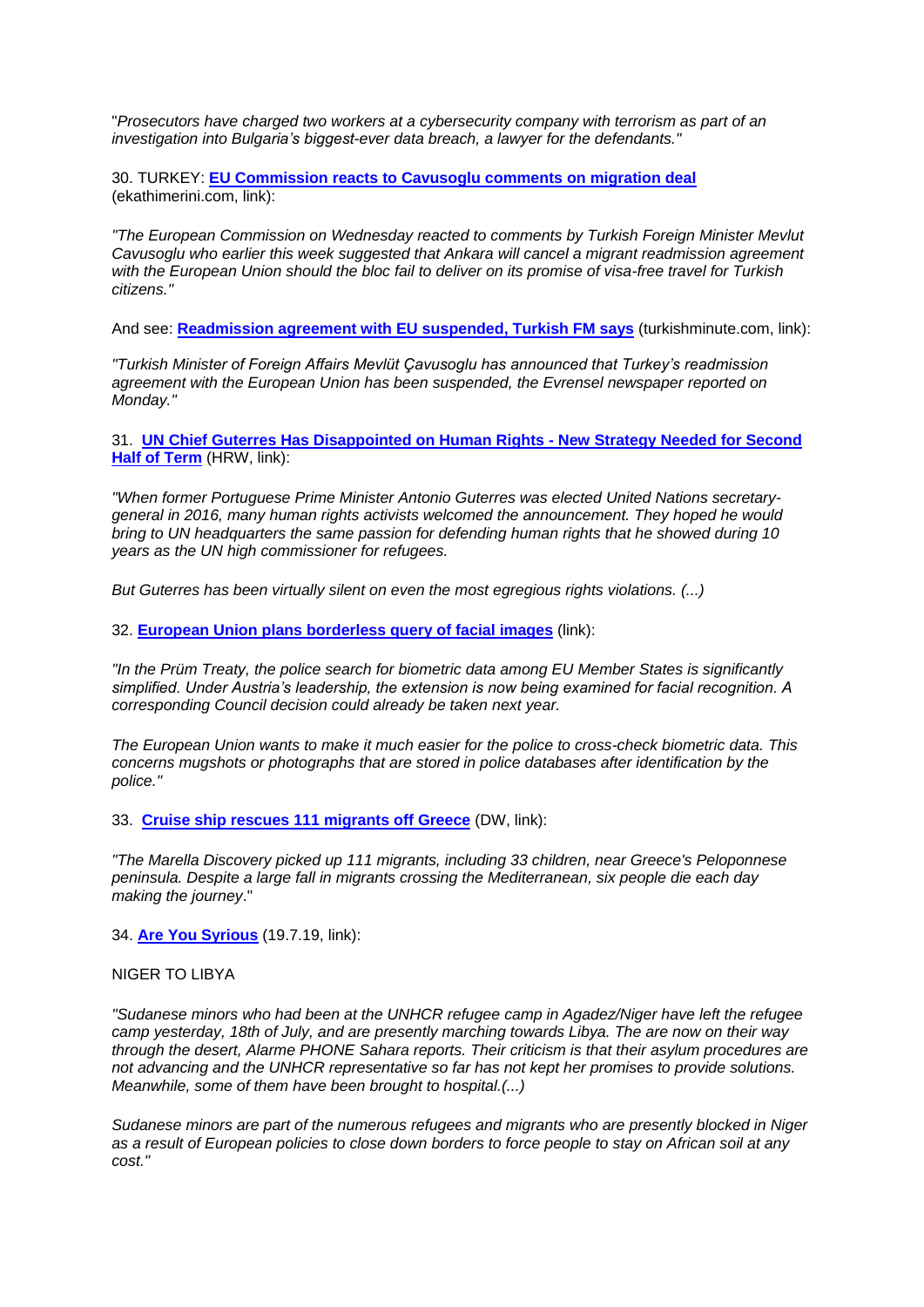"*Prosecutors have charged two workers at a cybersecurity company with terrorism as part of an investigation into Bulgaria's biggest-ever data breach, a lawyer for the defendants.*"

30. TURKEY: **EU Commission reacts to Cavusoglu comments on migration deal** (ekathimerini.com, link):

*"The European Commission on Wednesday reacted to comments by Turkish Foreign Minister Mevlut Cavusoglu who earlier this week suggested that Ankara will cancel a migrant readmission agreement with the European Union should the bloc fail to deliver on its promise of visa-free travel for Turkish citizens."*

And see: **Readmission agreement with EU suspended, Turkish FM says** (turkishminute.com, link):

*"Turkish Minister of Foreign Affairs Mevlüt Çavusoglu has announced that Turkey's readmission agreement with the European Union has been suspended, the Evrensel newspaper reported on Monday."*

31. **UN Chief Guterres Has Disappointed on Human Rights - New Strategy Needed for Second Half of Term** (HRW, link):

*"When former Portuguese Prime Minister Antonio Guterres was elected United Nations secretary-general in 2016, many human rights activists welcomed the announcement. They hoped he would bring to UN headquarters the same passion for defending human rights that he showed during 10 years as the UN high commissioner for refugees.*

*But Guterres has been virtually silent on even the most egregious rights violations. (...)*

32. **European Union plans borderless query of facial images** (link):

*"In the Prüm Treaty, the police search for biometric data among EU Member States is significantly simplified. Under Austria's leadership, the extension is now being examined for facial recognition. A corresponding Council decision could already be taken next year.*

*The European Union wants to make it much easier for the police to cross-check biometric data. This concerns mugshots or photographs that are stored in police databases after identification by the police."*

33. **Cruise ship rescues 111 migrants off Greece** (DW, link):

*"The Marella Discovery picked up 111 migrants, including 33 children, near Greece's Peloponnese peninsula. Despite a large fall in migrants crossing the Mediterranean, six people die each day making the journey*."

34. **Are You Syrious** (19.7.19, link):

NIGER TO LIBYA

*"Sudanese minors who had been at the UNHCR refugee camp in Agadez/Niger have left the refugee camp yesterday, 18th of July, and are presently marching towards Libya. The are now on their way through the desert, Alarme PHONE Sahara reports. Their criticism is that their asylum procedures are not advancing and the UNHCR representative so far has not kept her promises to provide solutions. Meanwhile, some of them have been brought to hospital.(...)*

*Sudanese minors are part of the numerous refugees and migrants who are presently blocked in Niger as a result of European policies to close down borders to force people to stay on African soil at any cost."*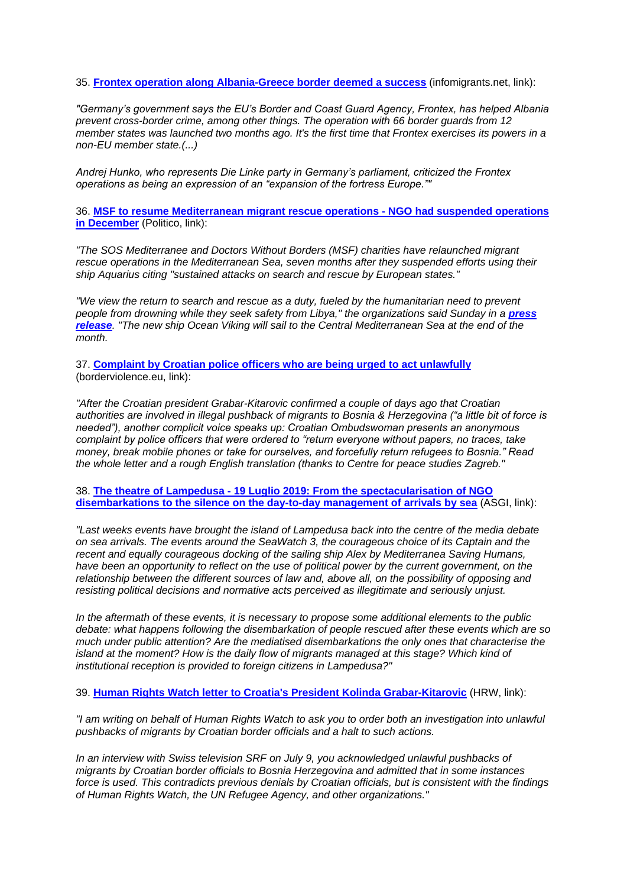35. **Frontex operation along Albania-Greece border deemed a success** (infomigrants.net, link):

*"Germany's government says the EU's Border and Coast Guard Agency, Frontex, has helped Albania prevent cross-border crime, among other things. The operation with 66 border guards from 12 member states was launched two months ago. It's the first time that Frontex exercises its powers in a non-EU member state.(...)*

*Andrej Hunko, who represents Die Linke party in Germany's parliament, criticized the Frontex operations as being an expression of an "expansion of the fortress Europe.""*

36. **MSF to resume Mediterranean migrant rescue operations - NGO had suspended operations in December** (Politico, link):

*"The SOS Mediterranee and Doctors Without Borders (MSF) charities have relaunched migrant rescue operations in the Mediterranean Sea, seven months after they suspended efforts using their ship Aquarius citing "sustained attacks on search and rescue by European states."*

*"We view the return to search and rescue as a duty, fueled by the humanitarian need to prevent people from drowning while they seek safety from Libya," the organizations said Sunday in a **press release**. "The new ship Ocean Viking will sail to the Central Mediterranean Sea at the end of the month.*

37. **Complaint by Croatian police officers who are being urged to act unlawfully** (borderviolence.eu, link):

*"After the Croatian president Grabar-Kitarovic confirmed a couple of days ago that Croatian authorities are involved in illegal pushback of migrants to Bosnia & Herzegovina ("a little bit of force is needed"), another complicit voice speaks up: Croatian Ombudswoman presents an anonymous complaint by police officers that were ordered to "return everyone without papers, no traces, take money, break mobile phones or take for ourselves, and forcefully return refugees to Bosnia." Read the whole letter and a rough English translation (thanks to Centre for peace studies Zagreb."*

38. **The theatre of Lampedusa - 19 Luglio 2019: From the spectacularisation of NGO disembarkations to the silence on the day-to-day management of arrivals by sea** (ASGI, link):

*"Last weeks events have brought the island of Lampedusa back into the centre of the media debate on sea arrivals. The events around the SeaWatch 3, the courageous choice of its Captain and the recent and equally courageous docking of the sailing ship Alex by Mediterranea Saving Humans, have been an opportunity to reflect on the use of political power by the current government, on the relationship between the different sources of law and, above all, on the possibility of opposing and resisting political decisions and normative acts perceived as illegitimate and seriously unjust.*

*In the aftermath of these events, it is necessary to propose some additional elements to the public debate: what happens following the disembarkation of people rescued after these events which are so much under public attention? Are the mediatised disembarkations the only ones that characterise the island at the moment? How is the daily flow of migrants managed at this stage? Which kind of institutional reception is provided to foreign citizens in Lampedusa?"*

39. **Human Rights Watch letter to Croatia's President Kolinda Grabar-Kitarovic** (HRW, link):

*"I am writing on behalf of Human Rights Watch to ask you to order both an investigation into unlawful pushbacks of migrants by Croatian border officials and a halt to such actions.*

*In an interview with Swiss television SRF on July 9, you acknowledged unlawful pushbacks of migrants by Croatian border officials to Bosnia Herzegovina and admitted that in some instances force is used. This contradicts previous denials by Croatian officials, but is consistent with the findings of Human Rights Watch, the UN Refugee Agency, and other organizations."*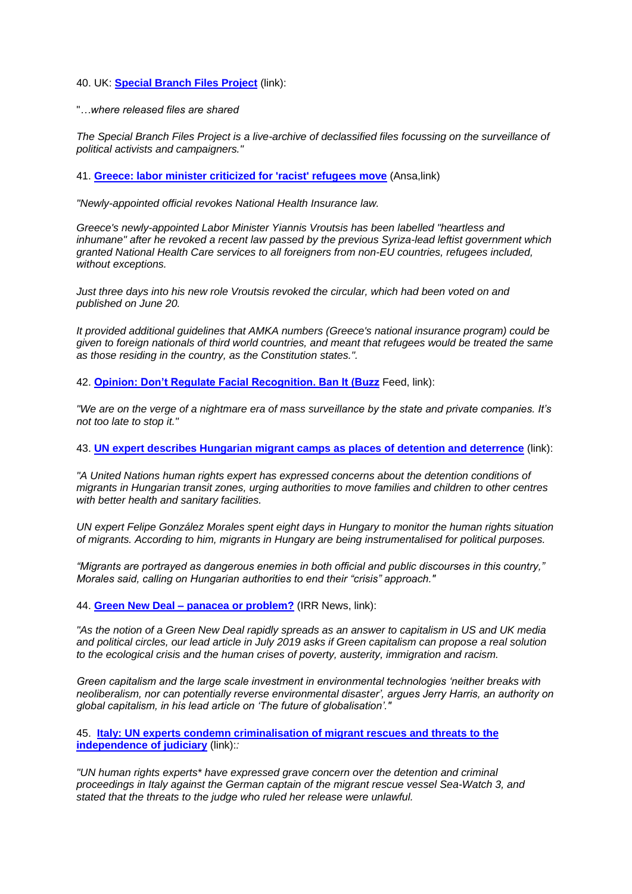40. UK: **[Special Branch Files Project]()** (link):

"…*where released files are shared*

*The Special Branch Files Project is a live-archive of declassified files focussing on the surveillance of political activists and campaigners."*

41. **[Greece: labor minister criticized for 'racist' refugees move]()** (Ansa,link)

*"Newly-appointed official revokes National Health Insurance law.*

*Greece's newly-appointed Labor Minister Yiannis Vroutsis has been labelled "heartless and inhumane" after he revoked a recent law passed by the previous Syriza-lead leftist government which granted National Health Care services to all foreigners from non-EU countries, refugees included, without exceptions.*

*Just three days into his new role Vroutsis revoked the circular, which had been voted on and published on June 20.*

*It provided additional guidelines that AMKA numbers (Greece's national insurance program) could be given to foreign nationals of third world countries, and meant that refugees would be treated the same as those residing in the country, as the Constitution states.".*

42. **[Opinion: Don't Regulate Facial Recognition. Ban It (Buzz]()** Feed, link):

*"We are on the verge of a nightmare era of mass surveillance by the state and private companies. It's not too late to stop it."*

43. **[UN expert describes Hungarian migrant camps as places of detention and deterrence]()** (link):

*"A United Nations human rights expert has expressed concerns about the detention conditions of migrants in Hungarian transit zones, urging authorities to move families and children to other centres with better health and sanitary facilities.*

*UN expert Felipe González Morales spent eight days in Hungary to monitor the human rights situation of migrants. According to him, migrants in Hungary are being instrumentalised for political purposes.*

*"Migrants are portrayed as dangerous enemies in both official and public discourses in this country," Morales said, calling on Hungarian authorities to end their "crisis" approach."*

44. **[Green New Deal – panacea or problem?]()** (IRR News, link):

*"As the notion of a Green New Deal rapidly spreads as an answer to capitalism in US and UK media and political circles, our lead article in July 2019 asks if Green capitalism can propose a real solution to the ecological crisis and the human crises of poverty, austerity, immigration and racism.*

*Green capitalism and the large scale investment in environmental technologies 'neither breaks with neoliberalism, nor can potentially reverse environmental disaster', argues Jerry Harris, an authority on global capitalism, in his lead article on 'The future of globalisation'."*

45. **[Italy: UN experts condemn criminalisation of migrant rescues and threats to the independence of judiciary]()** (link)::

*"UN human rights experts\* have expressed grave concern over the detention and criminal proceedings in Italy against the German captain of the migrant rescue vessel Sea-Watch 3, and stated that the threats to the judge who ruled her release were unlawful.*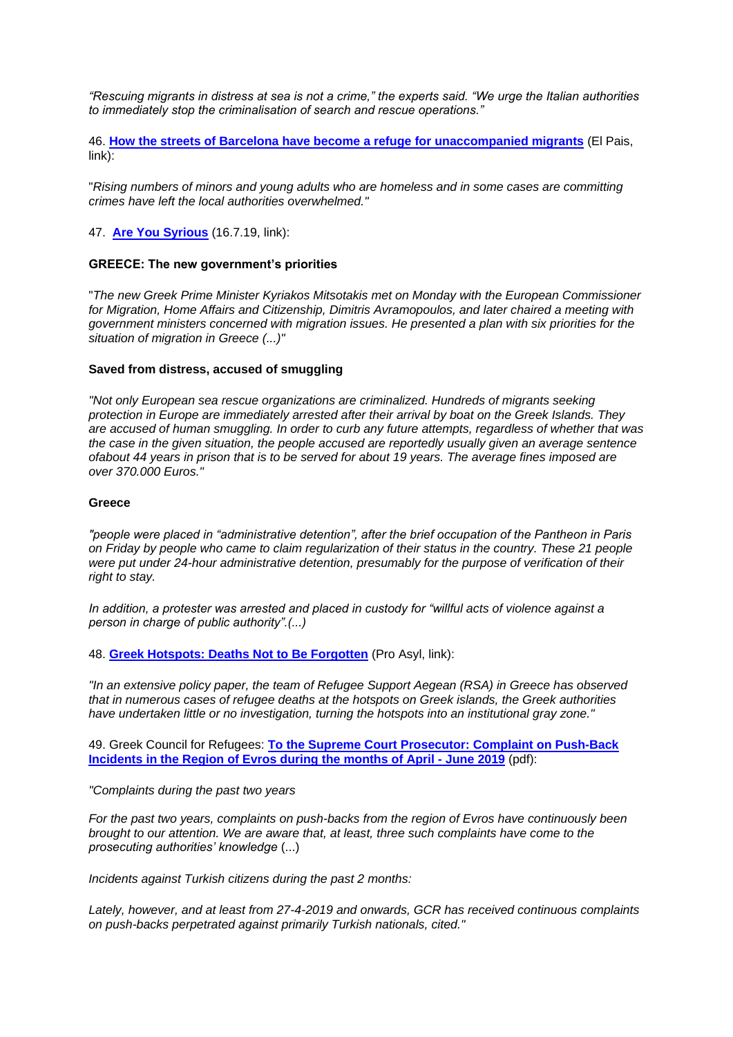*"Rescuing migrants in distress at sea is not a crime," the experts said. "We urge the Italian authorities to immediately stop the criminalisation of search and rescue operations."*

46. **How the streets of Barcelona have become a refuge for unaccompanied migrants** (El Pais, link):

"*Rising numbers of minors and young adults who are homeless and in some cases are committing crimes have left the local authorities overwhelmed."*

47. **Are You Syrious** (16.7.19, link):

**GREECE: The new government's priorities**

"*The new Greek Prime Minister Kyriakos Mitsotakis met on Monday with the European Commissioner for Migration, Home Affairs and Citizenship, Dimitris Avramopoulos, and later chaired a meeting with government ministers concerned with migration issues. He presented a plan with six priorities for the situation of migration in Greece (...)"*

**Saved from distress, accused of smuggling**

*"Not only European sea rescue organizations are criminalized. Hundreds of migrants seeking protection in Europe are immediately arrested after their arrival by boat on the Greek Islands. They are accused of human smuggling. In order to curb any future attempts, regardless of whether that was the case in the given situation, the people accused are reportedly usually given an average sentence ofabout 44 years in prison that is to be served for about 19 years. The average fines imposed are over 370.000 Euros."*

**Greece**

*"people were placed in "administrative detention", after the brief occupation of the Pantheon in Paris on Friday by people who came to claim regularization of their status in the country. These 21 people were put under 24-hour administrative detention, presumably for the purpose of verification of their right to stay.*

*In addition, a protester was arrested and placed in custody for "willful acts of violence against a person in charge of public authority".(...)*

48. **Greek Hotspots: Deaths Not to Be Forgotten** (Pro Asyl, link):

*"In an extensive policy paper, the team of Refugee Support Aegean (RSA) in Greece has observed that in numerous cases of refugee deaths at the hotspots on Greek islands, the Greek authorities have undertaken little or no investigation, turning the hotspots into an institutional gray zone."*

49. Greek Council for Refugees: **To the Supreme Court Prosecutor: Complaint on Push-Back Incidents in the Region of Evros during the months of April - June 2019** (pdf):

*"Complaints during the past two years*

*For the past two years, complaints on push-backs from the region of Evros have continuously been brought to our attention. We are aware that, at least, three such complaints have come to the prosecuting authorities' knowledge* (...)

*Incidents against Turkish citizens during the past 2 months:*

*Lately, however, and at least from 27-4-2019 and onwards, GCR has received continuous complaints on push-backs perpetrated against primarily Turkish nationals, cited."*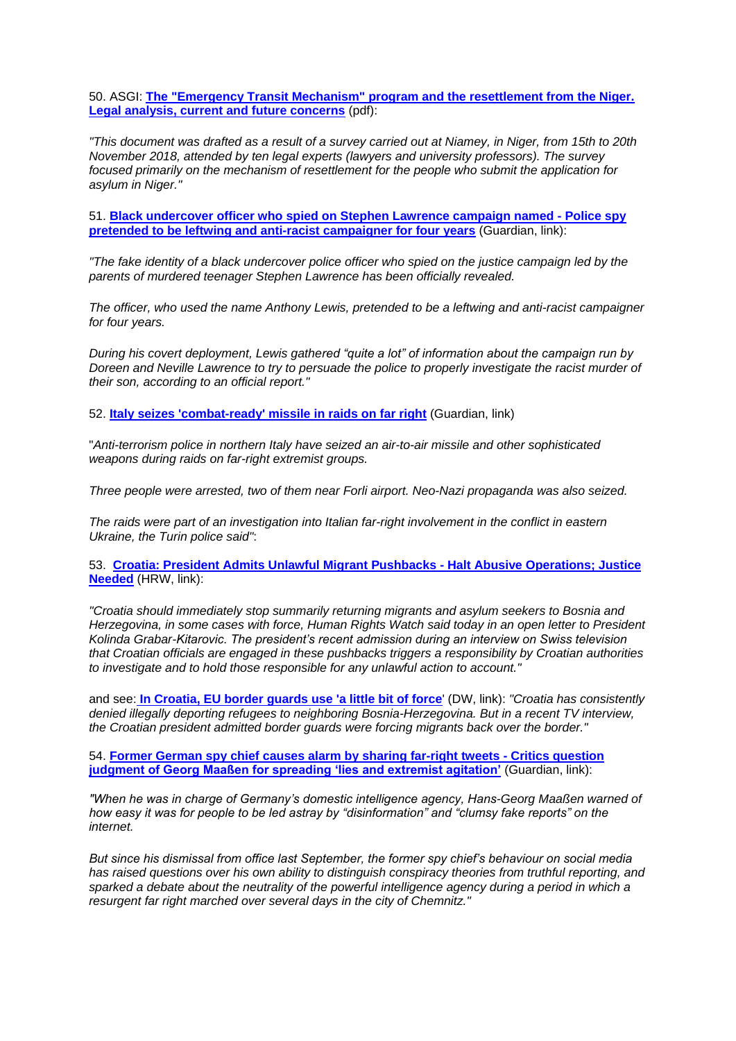50. ASGI: **The "Emergency Transit Mechanism" program and the resettlement from the Niger. Legal analysis, current and future concerns** (pdf):

*"This document was drafted as a result of a survey carried out at Niamey, in Niger, from 15th to 20th November 2018, attended by ten legal experts (lawyers and university professors). The survey focused primarily on the mechanism of resettlement for the people who submit the application for asylum in Niger."*

51. **Black undercover officer who spied on Stephen Lawrence campaign named - Police spy pretended to be leftwing and anti-racist campaigner for four years** (Guardian, link):

*"The fake identity of a black undercover police officer who spied on the justice campaign led by the parents of murdered teenager Stephen Lawrence has been officially revealed.*

*The officer, who used the name Anthony Lewis, pretended to be a leftwing and anti-racist campaigner for four years.*

*During his covert deployment, Lewis gathered "quite a lot" of information about the campaign run by Doreen and Neville Lawrence to try to persuade the police to properly investigate the racist murder of their son, according to an official report."*

52. **Italy seizes 'combat-ready' missile in raids on far right** (Guardian, link)

"*Anti-terrorism police in northern Italy have seized an air-to-air missile and other sophisticated weapons during raids on far-right extremist groups.*

*Three people were arrested, two of them near Forli airport. Neo-Nazi propaganda was also seized.*

*The raids were part of an investigation into Italian far-right involvement in the conflict in eastern Ukraine, the Turin police said"*:

53. **Croatia: President Admits Unlawful Migrant Pushbacks - Halt Abusive Operations; Justice Needed** (HRW, link):

*"Croatia should immediately stop summarily returning migrants and asylum seekers to Bosnia and Herzegovina, in some cases with force, Human Rights Watch said today in an open letter to President Kolinda Grabar-Kitarovic. The president's recent admission during an interview on Swiss television that Croatian officials are engaged in these pushbacks triggers a responsibility by Croatian authorities to investigate and to hold those responsible for any unlawful action to account."*

and see: **In Croatia, EU border guards use 'a little bit of force**' (DW, link): *"Croatia has consistently denied illegally deporting refugees to neighboring Bosnia-Herzegovina. But in a recent TV interview, the Croatian president admitted border guards were forcing migrants back over the border."*

54. **Former German spy chief causes alarm by sharing far-right tweets - Critics question judgment of Georg Maaßen for spreading 'lies and extremist agitation'** (Guardian, link):

*"When he was in charge of Germany's domestic intelligence agency, Hans-Georg Maaßen warned of how easy it was for people to be led astray by "disinformation" and "clumsy fake reports" on the internet.*

*But since his dismissal from office last September, the former spy chief's behaviour on social media has raised questions over his own ability to distinguish conspiracy theories from truthful reporting, and sparked a debate about the neutrality of the powerful intelligence agency during a period in which a resurgent far right marched over several days in the city of Chemnitz."*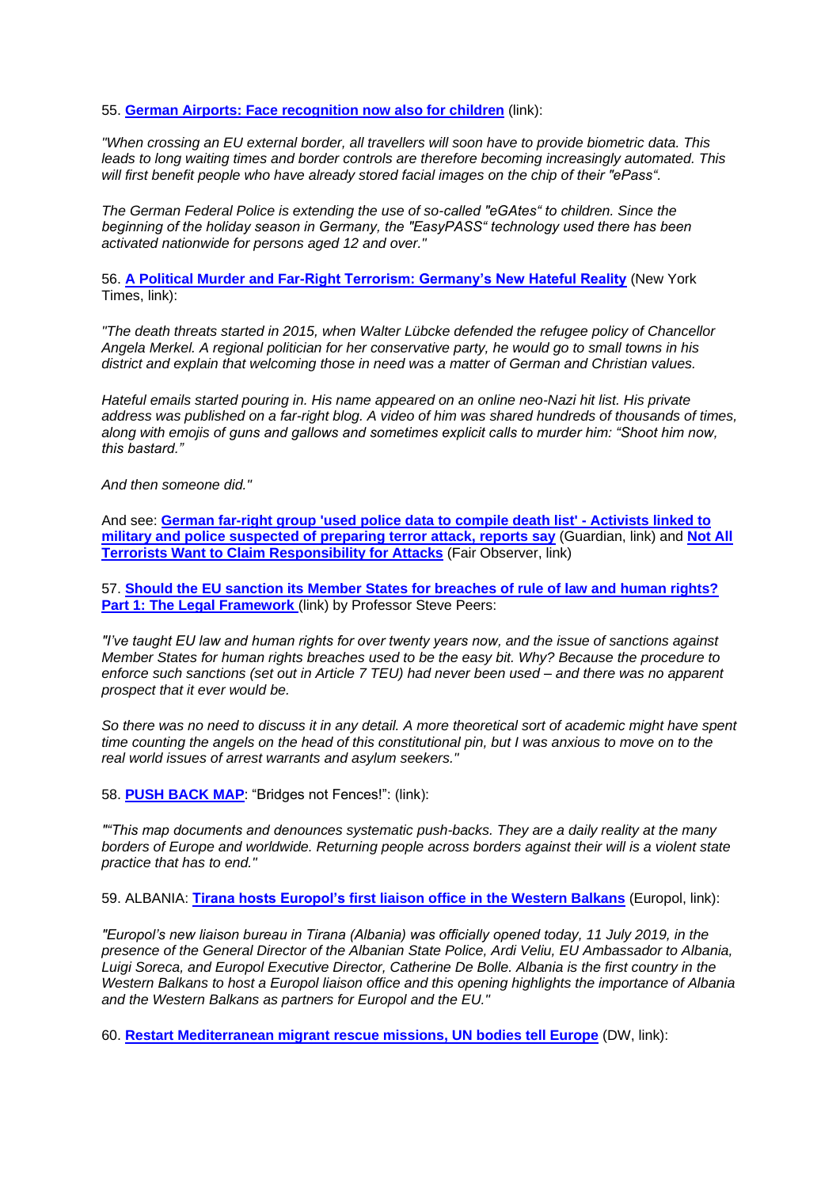55. **German Airports: Face recognition now also for children** (link):

*"When crossing an EU external border, all travellers will soon have to provide biometric data. This leads to long waiting times and border controls are therefore becoming increasingly automated. This will first benefit people who have already stored facial images on the chip of their "ePass".*

*The German Federal Police is extending the use of so-called "eGAtes" to children. Since the beginning of the holiday season in Germany, the "EasyPASS" technology used there has been activated nationwide for persons aged 12 and over."*

56. **A Political Murder and Far-Right Terrorism: Germany's New Hateful Reality** (New York Times, link):

*"The death threats started in 2015, when Walter Lübcke defended the refugee policy of Chancellor Angela Merkel. A regional politician for her conservative party, he would go to small towns in his district and explain that welcoming those in need was a matter of German and Christian values.*

*Hateful emails started pouring in. His name appeared on an online neo-Nazi hit list. His private address was published on a far-right blog. A video of him was shared hundreds of thousands of times, along with emojis of guns and gallows and sometimes explicit calls to murder him: "Shoot him now, this bastard."*

*And then someone did."*

And see: **German far-right group 'used police data to compile death list' - Activists linked to military and police suspected of preparing terror attack, reports say** (Guardian, link) and **Not All Terrorists Want to Claim Responsibility for Attacks** (Fair Observer, link)

57. **Should the EU sanction its Member States for breaches of rule of law and human rights? Part 1: The Legal Framework** (link) by Professor Steve Peers:

*"I've taught EU law and human rights for over twenty years now, and the issue of sanctions against Member States for human rights breaches used to be the easy bit. Why? Because the procedure to enforce such sanctions (set out in Article 7 TEU) had never been used – and there was no apparent prospect that it ever would be.*

*So there was no need to discuss it in any detail. A more theoretical sort of academic might have spent time counting the angels on the head of this constitutional pin, but I was anxious to move on to the real world issues of arrest warrants and asylum seekers."*

58. **PUSH BACK MAP**: "Bridges not Fences!": (link):

*""This map documents and denounces systematic push-backs. They are a daily reality at the many borders of Europe and worldwide. Returning people across borders against their will is a violent state practice that has to end."*

59. ALBANIA: **Tirana hosts Europol's first liaison office in the Western Balkans** (Europol, link):

*"Europol's new liaison bureau in Tirana (Albania) was officially opened today, 11 July 2019, in the presence of the General Director of the Albanian State Police, Ardi Veliu, EU Ambassador to Albania, Luigi Soreca, and Europol Executive Director, Catherine De Bolle. Albania is the first country in the Western Balkans to host a Europol liaison office and this opening highlights the importance of Albania and the Western Balkans as partners for Europol and the EU."*

60. **Restart Mediterranean migrant rescue missions, UN bodies tell Europe** (DW, link):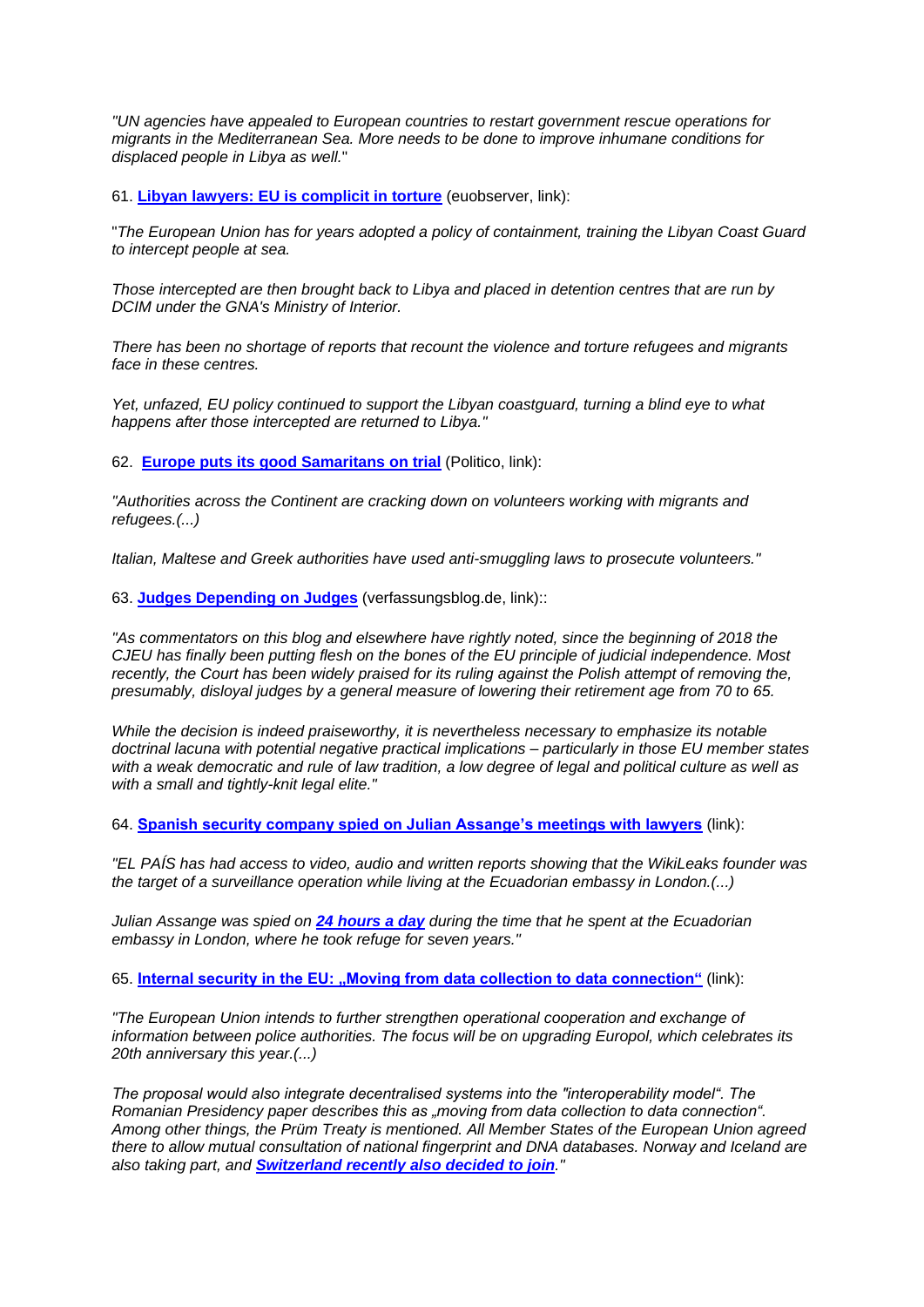*"UN agencies have appealed to European countries to restart government rescue operations for migrants in the Mediterranean Sea. More needs to be done to improve inhumane conditions for displaced people in Libya as well."*

61. **Libyan lawyers: EU is complicit in torture** (euobserver, link):

"*The European Union has for years adopted a policy of containment, training the Libyan Coast Guard to intercept people at sea.*

*Those intercepted are then brought back to Libya and placed in detention centres that are run by DCIM under the GNA's Ministry of Interior.*

*There has been no shortage of reports that recount the violence and torture refugees and migrants face in these centres.*

*Yet, unfazed, EU policy continued to support the Libyan coastguard, turning a blind eye to what happens after those intercepted are returned to Libya."*

62. **Europe puts its good Samaritans on trial** (Politico, link):

*"Authorities across the Continent are cracking down on volunteers working with migrants and refugees.(...)*

*Italian, Maltese and Greek authorities have used anti-smuggling laws to prosecute volunteers."*

63. **Judges Depending on Judges** (verfassungsblog.de, link)::

*"As commentators on this blog and elsewhere have rightly noted, since the beginning of 2018 the CJEU has finally been putting flesh on the bones of the EU principle of judicial independence. Most recently, the Court has been widely praised for its ruling against the Polish attempt of removing the, presumably, disloyal judges by a general measure of lowering their retirement age from 70 to 65.*

*While the decision is indeed praiseworthy, it is nevertheless necessary to emphasize its notable doctrinal lacuna with potential negative practical implications – particularly in those EU member states with a weak democratic and rule of law tradition, a low degree of legal and political culture as well as with a small and tightly-knit legal elite."*

64. **Spanish security company spied on Julian Assange's meetings with lawyers** (link):

*"EL PAÍS has had access to video, audio and written reports showing that the WikiLeaks founder was the target of a surveillance operation while living at the Ecuadorian embassy in London.(...)*

*Julian Assange was spied on **24 hours a day** during the time that he spent at the Ecuadorian embassy in London, where he took refuge for seven years."*

65. **Internal security in the EU: „Moving from data collection to data connection"** (link):

*"The European Union intends to further strengthen operational cooperation and exchange of information between police authorities. The focus will be on upgrading Europol, which celebrates its 20th anniversary this year.(...)*

*The proposal would also integrate decentralised systems into the "interoperability model". The Romanian Presidency paper describes this as „moving from data collection to data connection". Among other things, the Prüm Treaty is mentioned. All Member States of the European Union agreed there to allow mutual consultation of national fingerprint and DNA databases. Norway and Iceland are also taking part, and **Switzerland recently also decided to join**."*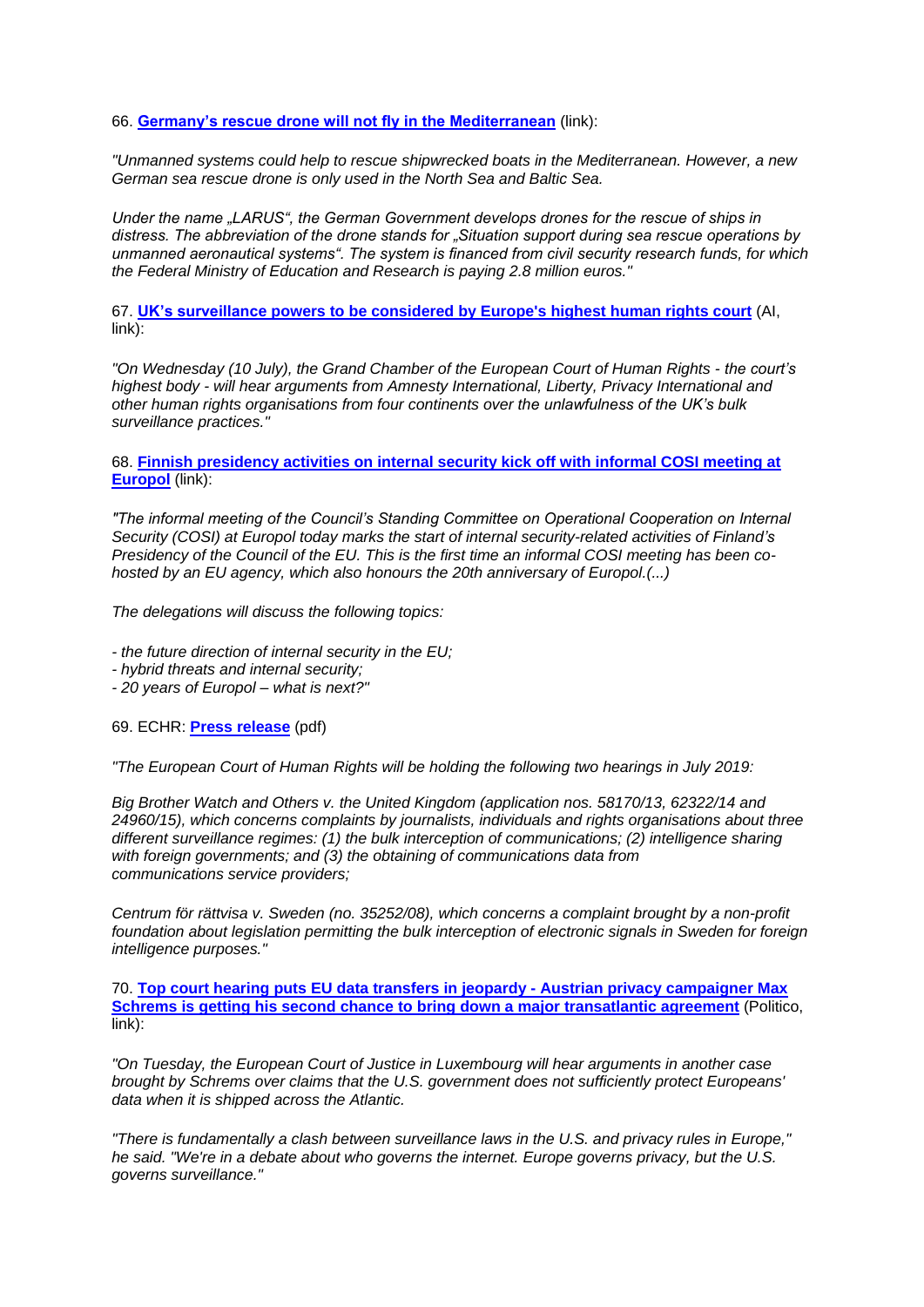66. **Germany's rescue drone will not fly in the Mediterranean** (link):

*"Unmanned systems could help to rescue shipwrecked boats in the Mediterranean. However, a new German sea rescue drone is only used in the North Sea and Baltic Sea.*

*Under the name „LARUS", the German Government develops drones for the rescue of ships in distress. The abbreviation of the drone stands for „Situation support during sea rescue operations by unmanned aeronautical systems". The system is financed from civil security research funds, for which the Federal Ministry of Education and Research is paying 2.8 million euros."*

67. **UK's surveillance powers to be considered by Europe's highest human rights court** (AI, link):

*"On Wednesday (10 July), the Grand Chamber of the European Court of Human Rights - the court's highest body - will hear arguments from Amnesty International, Liberty, Privacy International and other human rights organisations from four continents over the unlawfulness of the UK's bulk surveillance practices."*

68. **Finnish presidency activities on internal security kick off with informal COSI meeting at Europol** (link):

*"The informal meeting of the Council's Standing Committee on Operational Cooperation on Internal Security (COSI) at Europol today marks the start of internal security-related activities of Finland's Presidency of the Council of the EU. This is the first time an informal COSI meeting has been co-hosted by an EU agency, which also honours the 20th anniversary of Europol.(...)*

*The delegations will discuss the following topics:*

*- the future direction of internal security in the EU;*
*- hybrid threats and internal security;*
*- 20 years of Europol – what is next?"*

69. ECHR: **Press release** (pdf)

*"The European Court of Human Rights will be holding the following two hearings in July 2019:*

*Big Brother Watch and Others v. the United Kingdom (application nos. 58170/13, 62322/14 and 24960/15), which concerns complaints by journalists, individuals and rights organisations about three different surveillance regimes: (1) the bulk interception of communications; (2) intelligence sharing with foreign governments; and (3) the obtaining of communications data from communications service providers;*

*Centrum för rättvisa v. Sweden (no. 35252/08), which concerns a complaint brought by a non-profit foundation about legislation permitting the bulk interception of electronic signals in Sweden for foreign intelligence purposes."*

70. **Top court hearing puts EU data transfers in jeopardy - Austrian privacy campaigner Max Schrems is getting his second chance to bring down a major transatlantic agreement** (Politico, link):

*"On Tuesday, the European Court of Justice in Luxembourg will hear arguments in another case brought by Schrems over claims that the U.S. government does not sufficiently protect Europeans' data when it is shipped across the Atlantic.*

*"There is fundamentally a clash between surveillance laws in the U.S. and privacy rules in Europe," he said. "We're in a debate about who governs the internet. Europe governs privacy, but the U.S. governs surveillance."*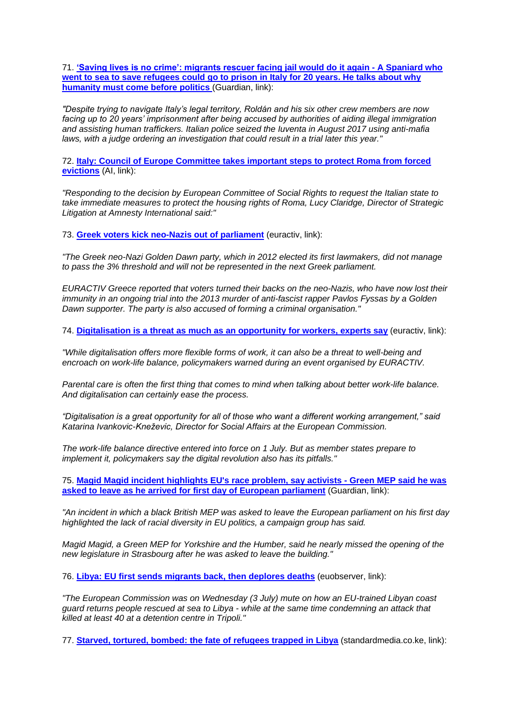71. **['Saving lives is no crime': migrants rescuer facing jail would do it again - A Spaniard who went to sea to save refugees could go to prison in Italy for 20 years. He talks about why humanity must come before politics]()** (Guardian, link):

*"Despite trying to navigate Italy's legal territory, Roldán and his six other crew members are now facing up to 20 years' imprisonment after being accused by authorities of aiding illegal immigration and assisting human traffickers. Italian police seized the Iuventa in August 2017 using anti-mafia laws, with a judge ordering an investigation that could result in a trial later this year."*

72. **[Italy: Council of Europe Committee takes important steps to protect Roma from forced evictions]()** (AI, link):

*"Responding to the decision by European Committee of Social Rights to request the Italian state to take immediate measures to protect the housing rights of Roma, Lucy Claridge, Director of Strategic Litigation at Amnesty International said:"*

73. **[Greek voters kick neo-Nazis out of parliament]()** (euractiv, link):

*"The Greek neo-Nazi Golden Dawn party, which in 2012 elected its first lawmakers, did not manage to pass the 3% threshold and will not be represented in the next Greek parliament.*

*EURACTIV Greece reported that voters turned their backs on the neo-Nazis, who have now lost their immunity in an ongoing trial into the 2013 murder of anti-fascist rapper Pavlos Fyssas by a Golden Dawn supporter. The party is also accused of forming a criminal organisation."*

74. **[Digitalisation is a threat as much as an opportunity for workers, experts say]()** (euractiv, link):

*"While digitalisation offers more flexible forms of work, it can also be a threat to well-being and encroach on work-life balance, policymakers warned during an event organised by EURACTIV.*

*Parental care is often the first thing that comes to mind when talking about better work-life balance. And digitalisation can certainly ease the process.*

*"Digitalisation is a great opportunity for all of those who want a different working arrangement," said Katarina Ivankovic-Kneževic, Director for Social Affairs at the European Commission.*

*The work-life balance directive entered into force on 1 July. But as member states prepare to implement it, policymakers say the digital revolution also has its pitfalls."*

75. **[Magid Magid incident highlights EU's race problem, say activists - Green MEP said he was asked to leave as he arrived for first day of European parliament]()** (Guardian, link):

*"An incident in which a black British MEP was asked to leave the European parliament on his first day highlighted the lack of racial diversity in EU politics, a campaign group has said.*

*Magid Magid, a Green MEP for Yorkshire and the Humber, said he nearly missed the opening of the new legislature in Strasbourg after he was asked to leave the building."*

76. **[Libya: EU first sends migrants back, then deplores deaths]()** (euobserver, link):

*"The European Commission was on Wednesday (3 July) mute on how an EU-trained Libyan coast guard returns people rescued at sea to Libya - while at the same time condemning an attack that killed at least 40 at a detention centre in Tripoli."*

77. **[Starved, tortured, bombed: the fate of refugees trapped in Libya]()** (standardmedia.co.ke, link):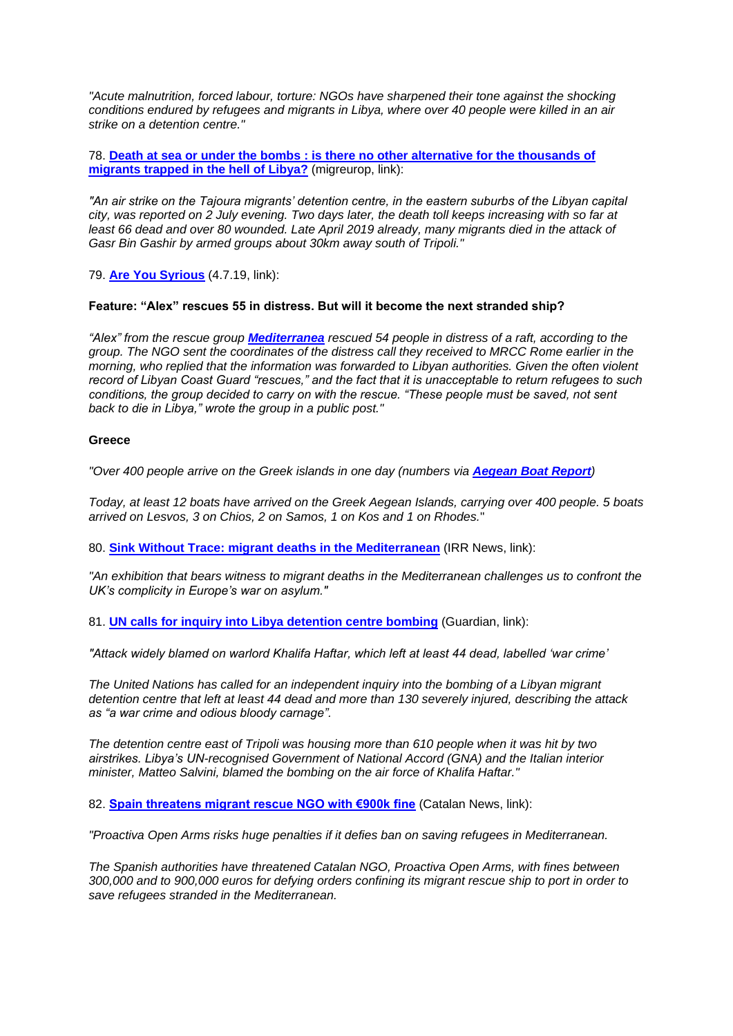*"Acute malnutrition, forced labour, torture: NGOs have sharpened their tone against the shocking conditions endured by refugees and migrants in Libya, where over 40 people were killed in an air strike on a detention centre."*

78. **Death at sea or under the bombs : is there no other alternative for the thousands of migrants trapped in the hell of Libya?** (migreurop, link):

*"An air strike on the Tajoura migrants' detention centre, in the eastern suburbs of the Libyan capital city, was reported on 2 July evening. Two days later, the death toll keeps increasing with so far at least 66 dead and over 80 wounded. Late April 2019 already, many migrants died in the attack of Gasr Bin Gashir by armed groups about 30km away south of Tripoli."*

79. **Are You Syrious** (4.7.19, link):

**Feature: "Alex" rescues 55 in distress. But will it become the next stranded ship?**

*"Alex" from the rescue group **Mediterranea** rescued 54 people in distress of a raft, according to the group. The NGO sent the coordinates of the distress call they received to MRCC Rome earlier in the morning, who replied that the information was forwarded to Libyan authorities. Given the often violent record of Libyan Coast Guard "rescues," and the fact that it is unacceptable to return refugees to such conditions, the group decided to carry on with the rescue. "These people must be saved, not sent back to die in Libya," wrote the group in a public post."*

**Greece**

*"Over 400 people arrive on the Greek islands in one day (numbers via **Aegean Boat Report**)*

*Today, at least 12 boats have arrived on the Greek Aegean Islands, carrying over 400 people. 5 boats arrived on Lesvos, 3 on Chios, 2 on Samos, 1 on Kos and 1 on Rhodes.*"

80. **Sink Without Trace: migrant deaths in the Mediterranean** (IRR News, link):

*"An exhibition that bears witness to migrant deaths in the Mediterranean challenges us to confront the UK's complicity in Europe's war on asylum."*

81. **UN calls for inquiry into Libya detention centre bombing** (Guardian, link):

*"Attack widely blamed on warlord Khalifa Haftar, which left at least 44 dead, labelled 'war crime'*

*The United Nations has called for an independent inquiry into the bombing of a Libyan migrant detention centre that left at least 44 dead and more than 130 severely injured, describing the attack as "a war crime and odious bloody carnage".*

*The detention centre east of Tripoli was housing more than 610 people when it was hit by two airstrikes. Libya's UN-recognised Government of National Accord (GNA) and the Italian interior minister, Matteo Salvini, blamed the bombing on the air force of Khalifa Haftar."*

82. **Spain threatens migrant rescue NGO with €900k fine** (Catalan News, link):

*"Proactiva Open Arms risks huge penalties if it defies ban on saving refugees in Mediterranean.*

*The Spanish authorities have threatened Catalan NGO, Proactiva Open Arms, with fines between 300,000 and to 900,000 euros for defying orders confining its migrant rescue ship to port in order to save refugees stranded in the Mediterranean.*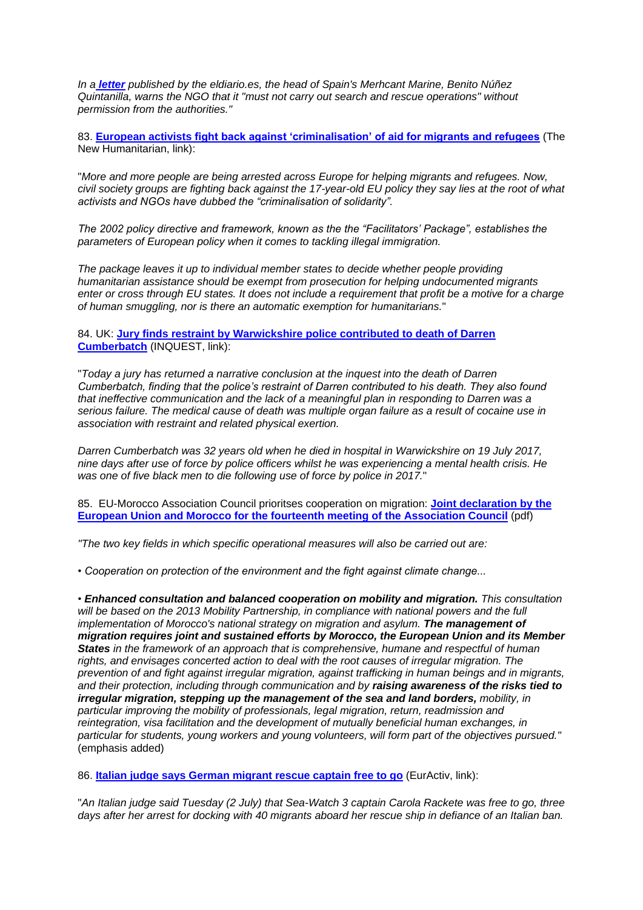*In a* ***letter*** *published by the eldiario.es, the head of Spain's Merhcant Marine, Benito Núñez Quintanilla, warns the NGO that it "must not carry out search and rescue operations" without permission from the authorities."*

83. **European activists fight back against 'criminalisation' of aid for migrants and refugees** (The New Humanitarian, link):

"*More and more people are being arrested across Europe for helping migrants and refugees. Now, civil society groups are fighting back against the 17-year-old EU policy they say lies at the root of what activists and NGOs have dubbed the "criminalisation of solidarity".*

*The 2002 policy directive and framework, known as the the "Facilitators' Package", establishes the parameters of European policy when it comes to tackling illegal immigration.*

*The package leaves it up to individual member states to decide whether people providing humanitarian assistance should be exempt from prosecution for helping undocumented migrants enter or cross through EU states. It does not include a requirement that profit be a motive for a charge of human smuggling, nor is there an automatic exemption for humanitarians.*"

84. UK: **Jury finds restraint by Warwickshire police contributed to death of Darren Cumberbatch** (INQUEST, link):

"*Today a jury has returned a narrative conclusion at the inquest into the death of Darren Cumberbatch, finding that the police's restraint of Darren contributed to his death. They also found that ineffective communication and the lack of a meaningful plan in responding to Darren was a serious failure. The medical cause of death was multiple organ failure as a result of cocaine use in association with restraint and related physical exertion.*

*Darren Cumberbatch was 32 years old when he died in hospital in Warwickshire on 19 July 2017, nine days after use of force by police officers whilst he was experiencing a mental health crisis. He was one of five black men to die following use of force by police in 2017.*"

85. EU-Morocco Association Council prioritses cooperation on migration: **Joint declaration by the European Union and Morocco for the fourteenth meeting of the Association Council** (pdf)

*"The two key fields in which specific operational measures will also be carried out are:*

*• Cooperation on protection of the environment and the fight against climate change...*

*•* ***Enhanced consultation and balanced cooperation on mobility and migration.*** *This consultation will be based on the 2013 Mobility Partnership, in compliance with national powers and the full implementation of Morocco's national strategy on migration and asylum.* ***The management of migration requires joint and sustained efforts by Morocco, the European Union and its Member States*** *in the framework of an approach that is comprehensive, humane and respectful of human rights, and envisages concerted action to deal with the root causes of irregular migration. The prevention of and fight against irregular migration, against trafficking in human beings and in migrants, and their protection, including through communication and by* ***raising awareness of the risks tied to irregular migration, stepping up the management of the sea and land borders,*** *mobility, in particular improving the mobility of professionals, legal migration, return, readmission and reintegration, visa facilitation and the development of mutually beneficial human exchanges, in particular for students, young workers and young volunteers, will form part of the objectives pursued."* (emphasis added)

86. **Italian judge says German migrant rescue captain free to go** (EurActiv, link):

"*An Italian judge said Tuesday (2 July) that Sea-Watch 3 captain Carola Rackete was free to go, three days after her arrest for docking with 40 migrants aboard her rescue ship in defiance of an Italian ban.*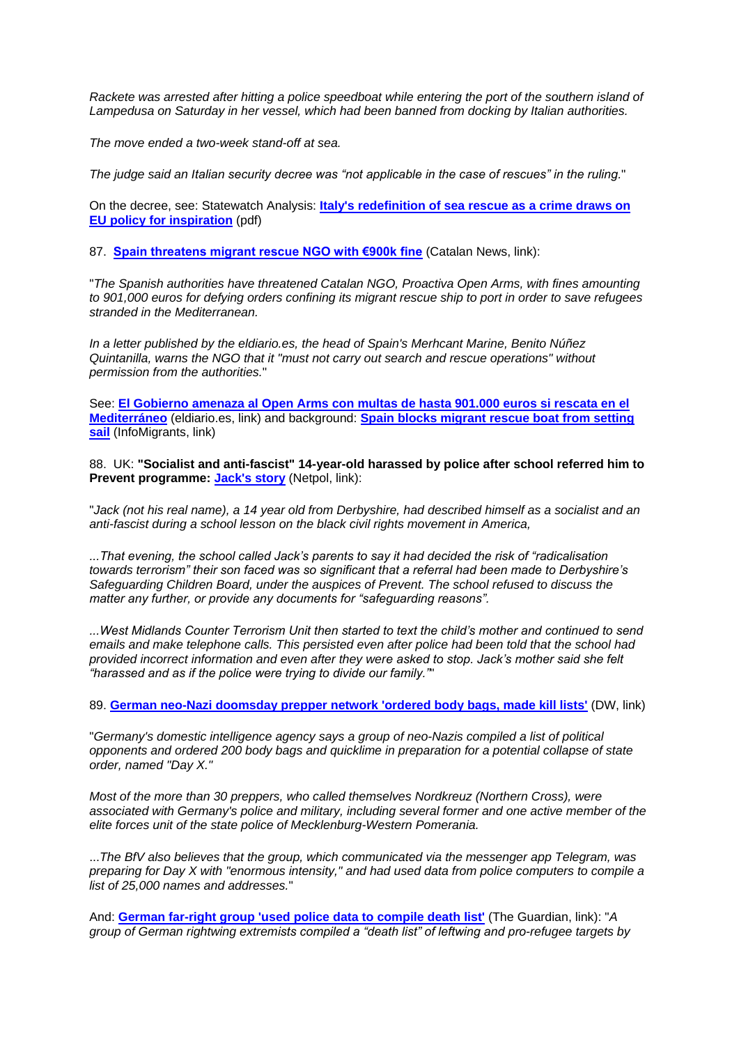*Rackete was arrested after hitting a police speedboat while entering the port of the southern island of Lampedusa on Saturday in her vessel, which had been banned from docking by Italian authorities.*

*The move ended a two-week stand-off at sea.*

*The judge said an Italian security decree was "not applicable in the case of rescues" in the ruling.*"

On the decree, see: Statewatch Analysis: **Italy's redefinition of sea rescue as a crime draws on EU policy for inspiration** (pdf)

87. **Spain threatens migrant rescue NGO with €900k fine** (Catalan News, link):

"*The Spanish authorities have threatened Catalan NGO, Proactiva Open Arms, with fines amounting to 901,000 euros for defying orders confining its migrant rescue ship to port in order to save refugees stranded in the Mediterranean.*

*In a letter published by the eldiario.es, the head of Spain's Merhcant Marine, Benito Núñez Quintanilla, warns the NGO that it "must not carry out search and rescue operations" without permission from the authorities.*"

See: **El Gobierno amenaza al Open Arms con multas de hasta 901.000 euros si rescata en el Mediterráneo** (eldiario.es, link) and background: **Spain blocks migrant rescue boat from setting sail** (InfoMigrants, link)

88. UK: **"Socialist and anti-fascist" 14-year-old harassed by police after school referred him to Prevent programme: Jack's story** (Netpol, link):

"*Jack (not his real name), a 14 year old from Derbyshire, had described himself as a socialist and an anti-fascist during a school lesson on the black civil rights movement in America,*

*...That evening, the school called Jack's parents to say it had decided the risk of "radicalisation towards terrorism" their son faced was so significant that a referral had been made to Derbyshire's Safeguarding Children Board, under the auspices of Prevent. The school refused to discuss the matter any further, or provide any documents for "safeguarding reasons".*

*...West Midlands Counter Terrorism Unit then started to text the child's mother and continued to send emails and make telephone calls. This persisted even after police had been told that the school had provided incorrect information and even after they were asked to stop. Jack's mother said she felt "harassed and as if the police were trying to divide our family."*"

89. **German neo-Nazi doomsday prepper network 'ordered body bags, made kill lists'** (DW, link)

"*Germany's domestic intelligence agency says a group of neo-Nazis compiled a list of political opponents and ordered 200 body bags and quicklime in preparation for a potential collapse of state order, named "Day X."*

*Most of the more than 30 preppers, who called themselves Nordkreuz (Northern Cross), were associated with Germany's police and military, including several former and one active member of the elite forces unit of the state police of Mecklenburg-Western Pomerania.*

*...The BfV also believes that the group, which communicated via the messenger app Telegram, was preparing for Day X with "enormous intensity," and had used data from police computers to compile a list of 25,000 names and addresses.*"

And: **German far-right group 'used police data to compile death list'** (The Guardian, link): "*A group of German rightwing extremists compiled a "death list" of leftwing and pro-refugee targets by*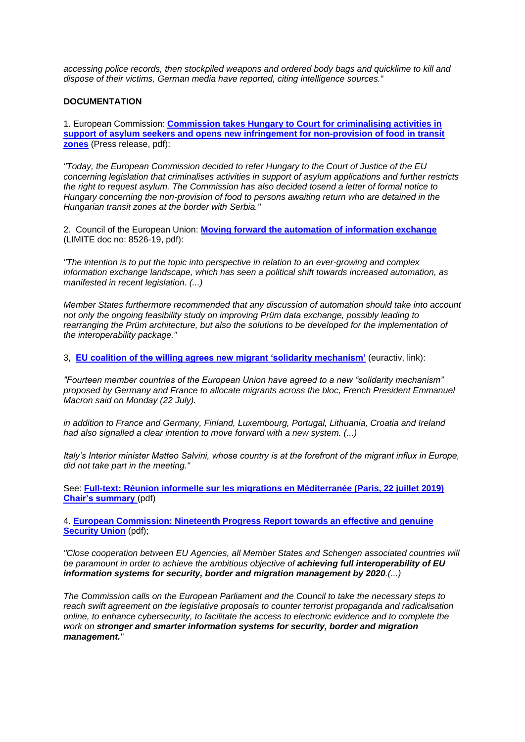*accessing police records, then stockpiled weapons and ordered body bags and quicklime to kill and dispose of their victims, German media have reported, citing intelligence sources."*

**DOCUMENTATION**

1. European Commission: **Commission takes Hungary to Court for criminalising activities in support of asylum seekers and opens new infringement for non-provision of food in transit zones** (Press release, pdf):

*"Today, the European Commission decided to refer Hungary to the Court of Justice of the EU concerning legislation that criminalises activities in support of asylum applications and further restricts the right to request asylum. The Commission has also decided tosend a letter of formal notice to Hungary concerning the non-provision of food to persons awaiting return who are detained in the Hungarian transit zones at the border with Serbia."*

2. Council of the European Union: **Moving forward the automation of information exchange** (LIMITE doc no: 8526-19, pdf):

*"The intention is to put the topic into perspective in relation to an ever-growing and complex information exchange landscape, which has seen a political shift towards increased automation, as manifested in recent legislation. (...)*

*Member States furthermore recommended that any discussion of automation should take into account not only the ongoing feasibility study on improving Prüm data exchange, possibly leading to rearranging the Prüm architecture, but also the solutions to be developed for the implementation of the interoperability package."*

3, **EU coalition of the willing agrees new migrant 'solidarity mechanism'** (euractiv, link):

*"Fourteen member countries of the European Union have agreed to a new "solidarity mechanism" proposed by Germany and France to allocate migrants across the bloc, French President Emmanuel Macron said on Monday (22 July).*

*in addition to France and Germany, Finland, Luxembourg, Portugal, Lithuania, Croatia and Ireland had also signalled a clear intention to move forward with a new system. (...)*

*Italy's Interior minister Matteo Salvini, whose country is at the forefront of the migrant influx in Europe, did not take part in the meeting."*

See: **Full-text: Réunion informelle sur les migrations en Méditerranée (Paris, 22 juillet 2019) Chair's summary** (pdf)

4. **European Commission: Nineteenth Progress Report towards an effective and genuine Security Union** (pdf);

*"Close cooperation between EU Agencies, all Member States and Schengen associated countries will be paramount in order to achieve the ambitious objective of **achieving full interoperability of EU information systems for security, border and migration management by 2020**.(...)*

*The Commission calls on the European Parliament and the Council to take the necessary steps to reach swift agreement on the legislative proposals to counter terrorist propaganda and radicalisation online, to enhance cybersecurity, to facilitate the access to electronic evidence and to complete the work on **stronger and smarter information systems for security, border and migration management.**"*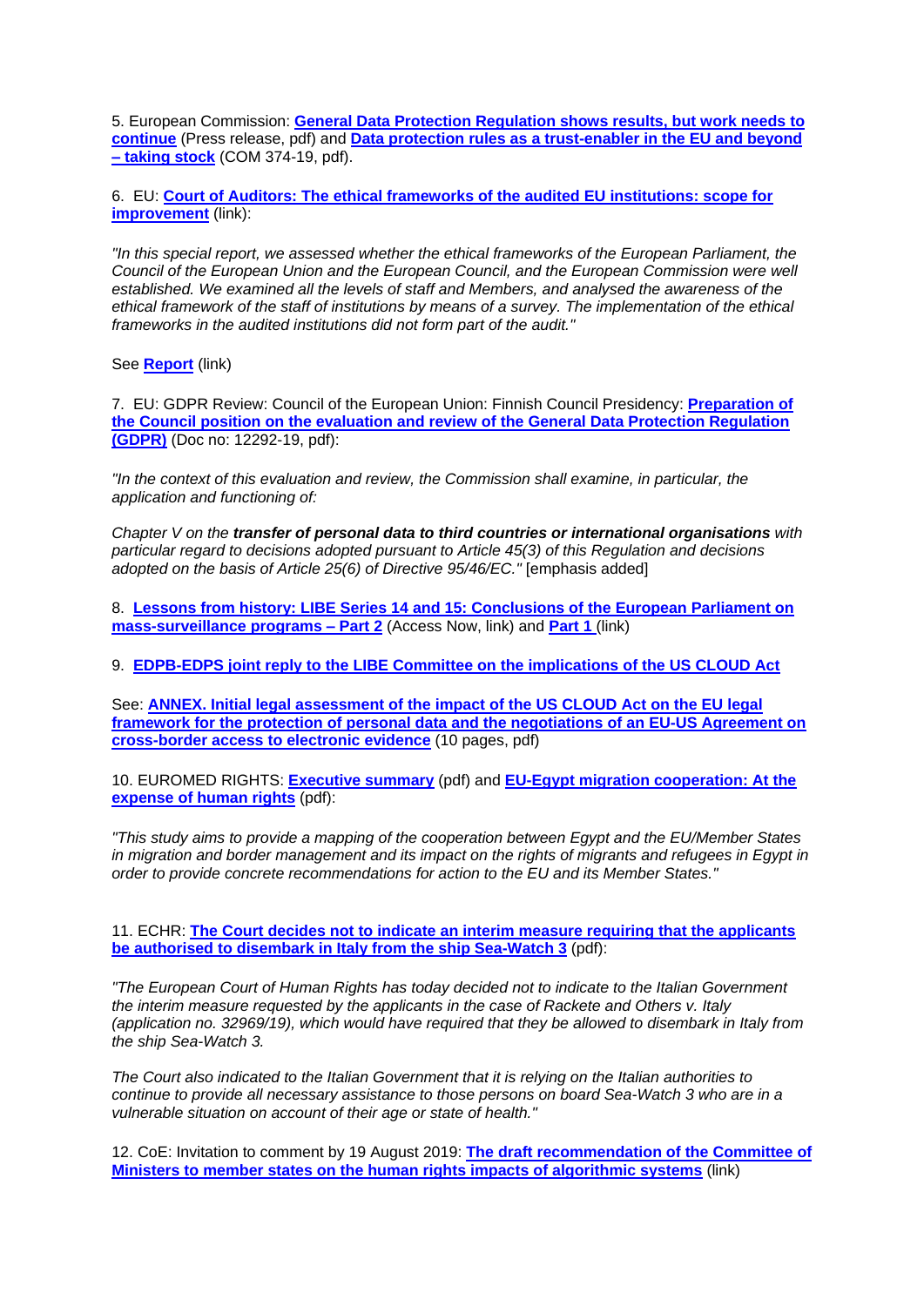5. European Commission: **General Data Protection Regulation shows results, but work needs to continue** (Press release, pdf) and **Data protection rules as a trust-enabler in the EU and beyond – taking stock** (COM 374-19, pdf).

6. EU: **Court of Auditors: The ethical frameworks of the audited EU institutions: scope for improvement** (link):

*"In this special report, we assessed whether the ethical frameworks of the European Parliament, the Council of the European Union and the European Council, and the European Commission were well established. We examined all the levels of staff and Members, and analysed the awareness of the ethical framework of the staff of institutions by means of a survey. The implementation of the ethical frameworks in the audited institutions did not form part of the audit."*

See **Report** (link)

7. EU: GDPR Review: Council of the European Union: Finnish Council Presidency: **Preparation of the Council position on the evaluation and review of the General Data Protection Regulation (GDPR)** (Doc no: 12292-19, pdf):

*"In the context of this evaluation and review, the Commission shall examine, in particular, the application and functioning of:*

*Chapter V on the **transfer of personal data to third countries or international organisations** with particular regard to decisions adopted pursuant to Article 45(3) of this Regulation and decisions adopted on the basis of Article 25(6) of Directive 95/46/EC."* [emphasis added]

8. **Lessons from history: LIBE Series 14 and 15: Conclusions of the European Parliament on mass-surveillance programs – Part 2** (Access Now, link) and **Part 1** (link)

9. **EDPB-EDPS joint reply to the LIBE Committee on the implications of the US CLOUD Act**

See: **ANNEX. Initial legal assessment of the impact of the US CLOUD Act on the EU legal framework for the protection of personal data and the negotiations of an EU-US Agreement on cross-border access to electronic evidence** (10 pages, pdf)

10. EUROMED RIGHTS: **Executive summary** (pdf) and **EU-Egypt migration cooperation: At the expense of human rights** (pdf):

*"This study aims to provide a mapping of the cooperation between Egypt and the EU/Member States in migration and border management and its impact on the rights of migrants and refugees in Egypt in order to provide concrete recommendations for action to the EU and its Member States."*

11. ECHR: **The Court decides not to indicate an interim measure requiring that the applicants be authorised to disembark in Italy from the ship Sea-Watch 3** (pdf):

*"The European Court of Human Rights has today decided not to indicate to the Italian Government the interim measure requested by the applicants in the case of Rackete and Others v. Italy (application no. 32969/19), which would have required that they be allowed to disembark in Italy from the ship Sea-Watch 3.*

*The Court also indicated to the Italian Government that it is relying on the Italian authorities to continue to provide all necessary assistance to those persons on board Sea-Watch 3 who are in a vulnerable situation on account of their age or state of health."*

12. CoE: Invitation to comment by 19 August 2019: **The draft recommendation of the Committee of Ministers to member states on the human rights impacts of algorithmic systems** (link)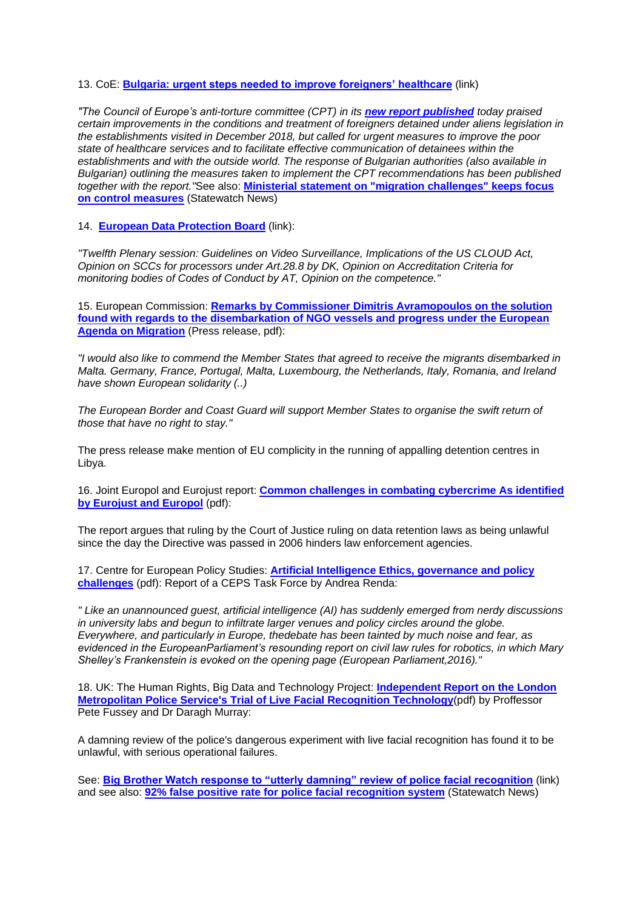13. CoE: **Bulgaria: urgent steps needed to improve foreigners' healthcare** (link)

*"The Council of Europe's anti-torture committee (CPT) in its **new report published** today praised certain improvements in the conditions and treatment of foreigners detained under aliens legislation in the establishments visited in December 2018, but called for urgent measures to improve the poor state of healthcare services and to facilitate effective communication of detainees within the establishments and with the outside world. The response of Bulgarian authorities (also available in Bulgarian) outlining the measures taken to implement the CPT recommendations has been published together with the report."* See also: **Ministerial statement on "migration challenges" keeps focus on control measures** (Statewatch News)

14. **European Data Protection Board** (link):

*"Twelfth Plenary session: Guidelines on Video Surveillance, Implications of the US CLOUD Act, Opinion on SCCs for processors under Art.28.8 by DK, Opinion on Accreditation Criteria for monitoring bodies of Codes of Conduct by AT, Opinion on the competence."*

15. European Commission: **Remarks by Commissioner Dimitris Avramopoulos on the solution found with regards to the disembarkation of NGO vessels and progress under the European Agenda on Migration** (Press release, pdf):

*"I would also like to commend the Member States that agreed to receive the migrants disembarked in Malta. Germany, France, Portugal, Malta, Luxembourg, the Netherlands, Italy, Romania, and Ireland have shown European solidarity (..)*

*The European Border and Coast Guard will support Member States to organise the swift return of those that have no right to stay."*

The press release make mention of EU complicity in the running of appalling detention centres in Libya.

16. Joint Europol and Eurojust report: **Common challenges in combating cybercrime As identified by Eurojust and Europol** (pdf):

The report argues that ruling by the Court of Justice ruling on data retention laws as being unlawful since the day the Directive was passed in 2006 hinders law enforcement agencies.

17. Centre for European Policy Studies: **Artificial Intelligence Ethics, governance and policy challenges** (pdf): Report of a CEPS Task Force by Andrea Renda:

*" Like an unannounced guest, artificial intelligence (AI) has suddenly emerged from nerdy discussions in university labs and begun to infiltrate larger venues and policy circles around the globe. Everywhere, and particularly in Europe, thedebate has been tainted by much noise and fear, as evidenced in the EuropeanParliament's resounding report on civil law rules for robotics, in which Mary Shelley's Frankenstein is evoked on the opening page (European Parliament,2016)."*

18. UK: The Human Rights, Big Data and Technology Project: **Independent Report on the London Metropolitan Police Service's Trial of Live Facial Recognition Technology**(pdf) by Proffessor Pete Fussey and Dr Daragh Murray:

A damning review of the police's dangerous experiment with live facial recognition has found it to be unlawful, with serious operational failures.

See: **Big Brother Watch response to "utterly damning" review of police facial recognition** (link) and see also: **92% false positive rate for police facial recognition system** (Statewatch News)